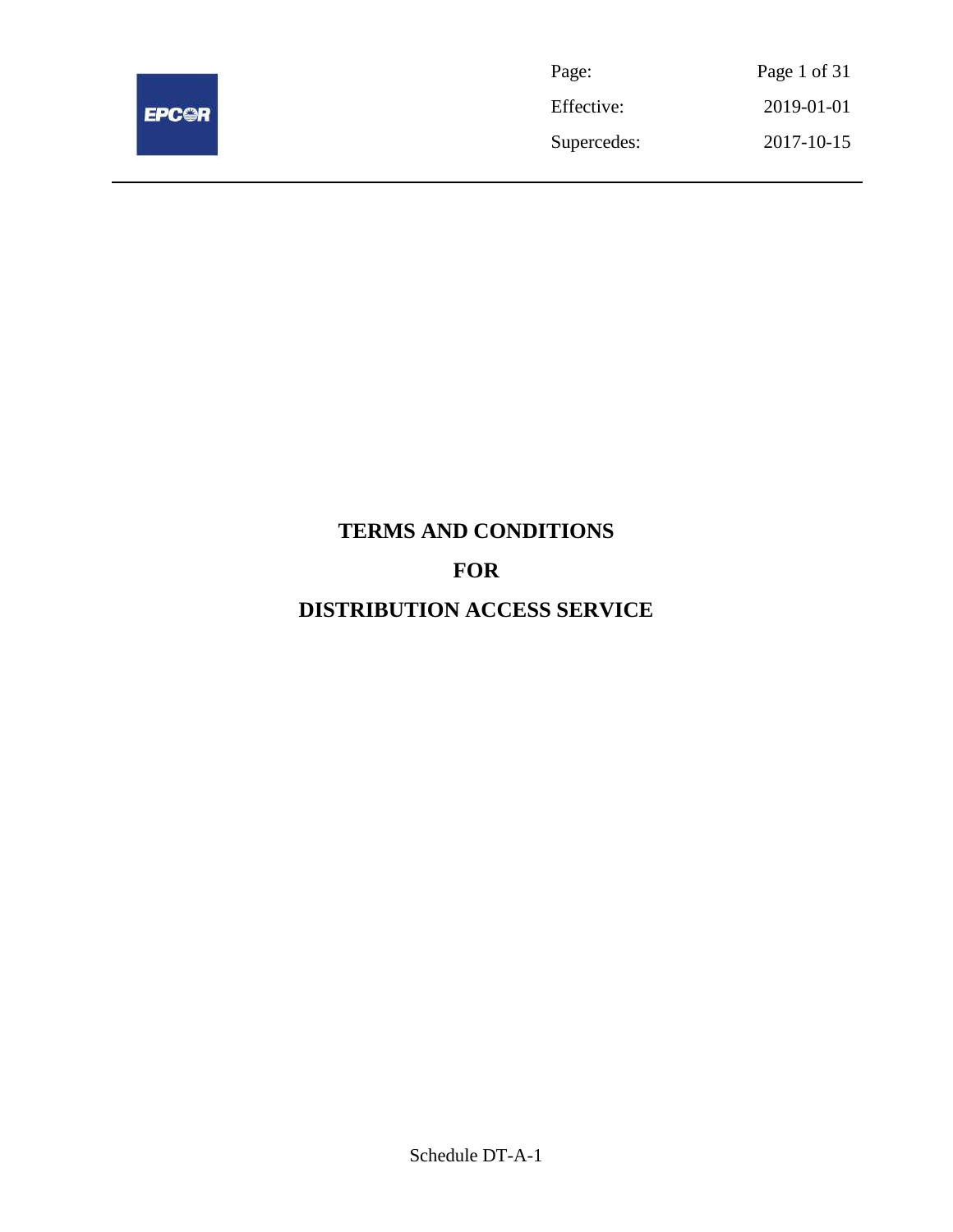# TERMS AND CONDITIONS

# FOR

# DISTRIBUTION ACCESS SERVICE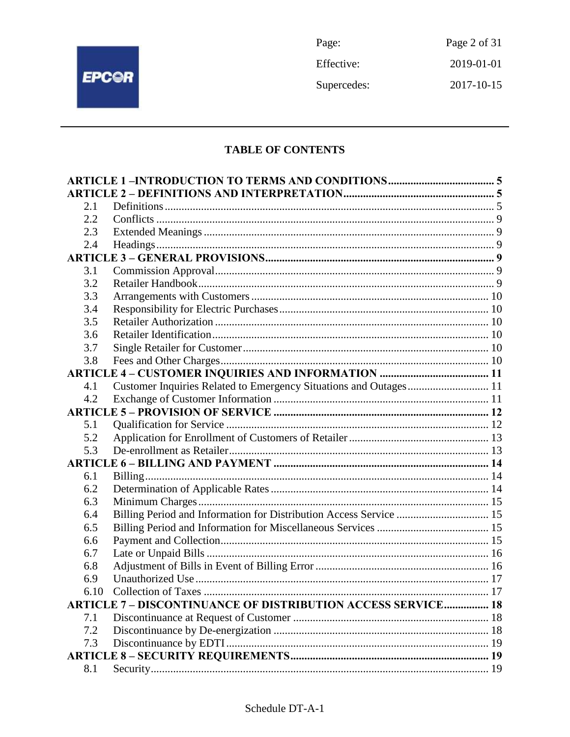## TABLE OF CONTENTS

| | | |
|---|---|---|
| **ARTICLE 1 –INTRODUCTION TO TERMS AND CONDITIONS** | | **5** |
| **ARTICLE 2 – DEFINITIONS AND INTERPRETATION** | | **5** |
| 2.1 | Definitions | 5 |
| 2.2 | Conflicts | 9 |
| 2.3 | Extended Meanings | 9 |
| 2.4 | Headings | 9 |
| **ARTICLE 3 – GENERAL PROVISIONS** | | **9** |
| 3.1 | Commission Approval | 9 |
| 3.2 | Retailer Handbook | 9 |
| 3.3 | Arrangements with Customers | 10 |
| 3.4 | Responsibility for Electric Purchases | 10 |
| 3.5 | Retailer Authorization | 10 |
| 3.6 | Retailer Identification | 10 |
| 3.7 | Single Retailer for Customer | 10 |
| 3.8 | Fees and Other Charges | 10 |
| **ARTICLE 4 – CUSTOMER INQUIRIES AND INFORMATION** | | **11** |
| 4.1 | Customer Inquiries Related to Emergency Situations and Outages | 11 |
| 4.2 | Exchange of Customer Information | 11 |
| **ARTICLE 5 – PROVISION OF SERVICE** | | **12** |
| 5.1 | Qualification for Service | 12 |
| 5.2 | Application for Enrollment of Customers of Retailer | 13 |
| 5.3 | De-enrollment as Retailer | 13 |
| **ARTICLE 6 – BILLING AND PAYMENT** | | **14** |
| 6.1 | Billing | 14 |
| 6.2 | Determination of Applicable Rates | 14 |
| 6.3 | Minimum Charges | 15 |
| 6.4 | Billing Period and Information for Distribution Access Service | 15 |
| 6.5 | Billing Period and Information for Miscellaneous Services | 15 |
| 6.6 | Payment and Collection | 15 |
| 6.7 | Late or Unpaid Bills | 16 |
| 6.8 | Adjustment of Bills in Event of Billing Error | 16 |
| 6.9 | Unauthorized Use | 17 |
| 6.10 | Collection of Taxes | 17 |
| **ARTICLE 7 – DISCONTINUANCE OF DISTRIBUTION ACCESS SERVICE** | | **18** |
| 7.1 | Discontinuance at Request of Customer | 18 |
| 7.2 | Discontinuance by De-energization | 18 |
| 7.3 | Discontinuance by EDTI | 19 |
| **ARTICLE 8 – SECURITY REQUIREMENTS** | | **19** |
| 8.1 | Security | 19 |

Schedule DT-A-1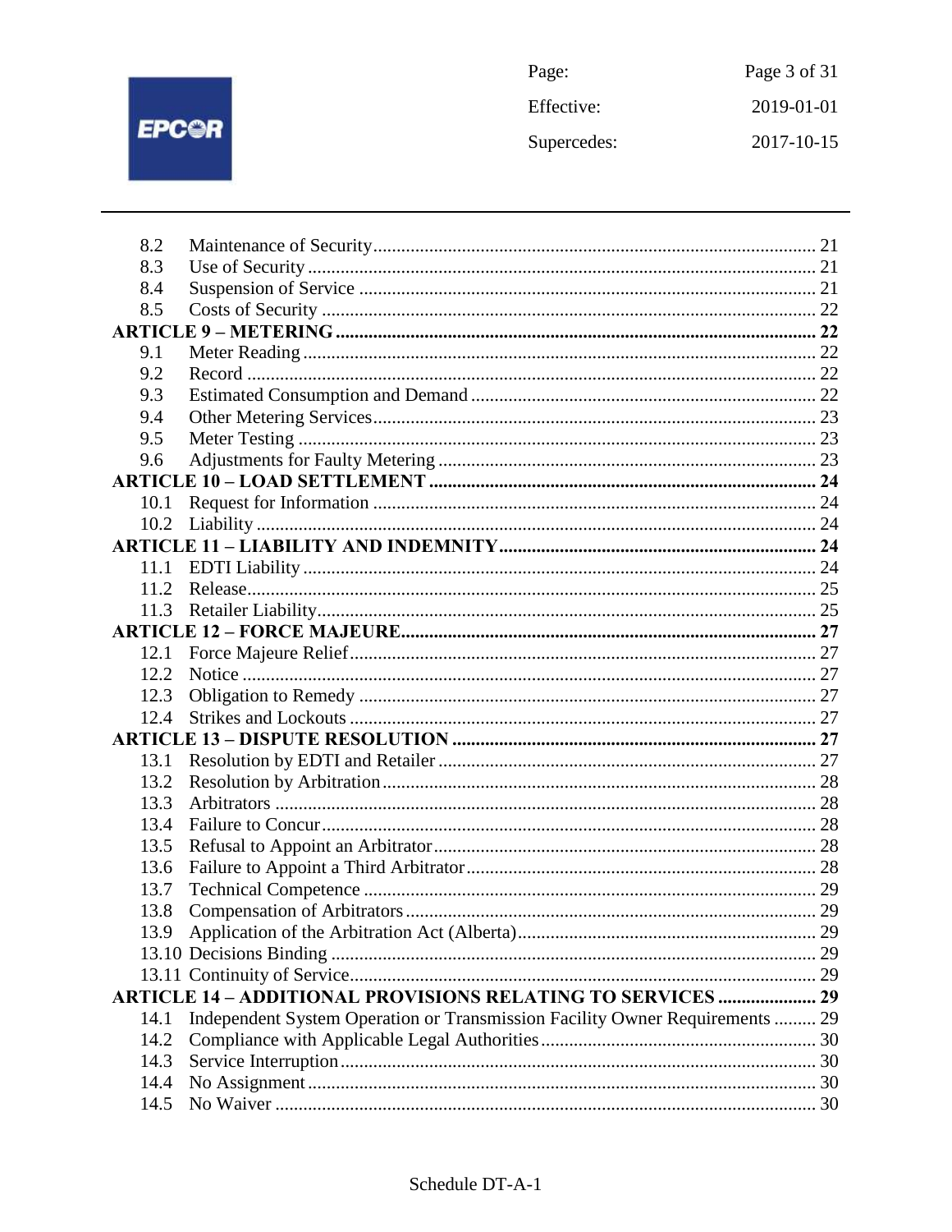| | | |
|---|---|---|
| 8.2 | Maintenance of Security | 21 |
| 8.3 | Use of Security | 21 |
| 8.4 | Suspension of Service | 21 |
| 8.5 | Costs of Security | 22 |
| **ARTICLE 9 – METERING** | | **22** |
| 9.1 | Meter Reading | 22 |
| 9.2 | Record | 22 |
| 9.3 | Estimated Consumption and Demand | 22 |
| 9.4 | Other Metering Services | 23 |
| 9.5 | Meter Testing | 23 |
| 9.6 | Adjustments for Faulty Metering | 23 |
| **ARTICLE 10 – LOAD SETTLEMENT** | | **24** |
| 10.1 | Request for Information | 24 |
| 10.2 | Liability | 24 |
| **ARTICLE 11 – LIABILITY AND INDEMNITY** | | **24** |
| 11.1 | EDTI Liability | 24 |
| 11.2 | Release | 25 |
| 11.3 | Retailer Liability | 25 |
| **ARTICLE 12 – FORCE MAJEURE** | | **27** |
| 12.1 | Force Majeure Relief | 27 |
| 12.2 | Notice | 27 |
| 12.3 | Obligation to Remedy | 27 |
| 12.4 | Strikes and Lockouts | 27 |
| **ARTICLE 13 – DISPUTE RESOLUTION** | | **27** |
| 13.1 | Resolution by EDTI and Retailer | 27 |
| 13.2 | Resolution by Arbitration | 28 |
| 13.3 | Arbitrators | 28 |
| 13.4 | Failure to Concur | 28 |
| 13.5 | Refusal to Appoint an Arbitrator | 28 |
| 13.6 | Failure to Appoint a Third Arbitrator | 28 |
| 13.7 | Technical Competence | 29 |
| 13.8 | Compensation of Arbitrators | 29 |
| 13.9 | Application of the Arbitration Act (Alberta) | 29 |
| 13.10 | Decisions Binding | 29 |
| 13.11 | Continuity of Service | 29 |
| **ARTICLE 14 – ADDITIONAL PROVISIONS RELATING TO SERVICES** | | **29** |
| 14.1 | Independent System Operation or Transmission Facility Owner Requirements | 29 |
| 14.2 | Compliance with Applicable Legal Authorities | 30 |
| 14.3 | Service Interruption | 30 |
| 14.4 | No Assignment | 30 |
| 14.5 | No Waiver | 30 |

Schedule DT-A-1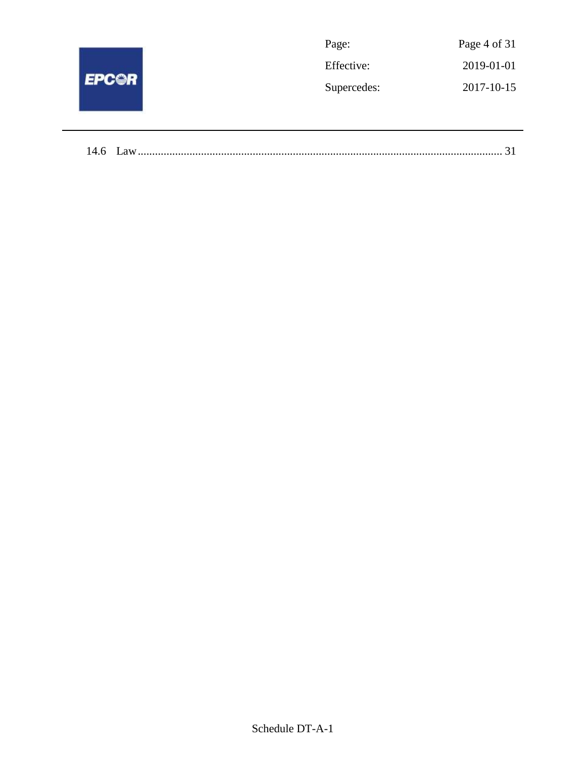14.6 Law .......................................................................................................................... 31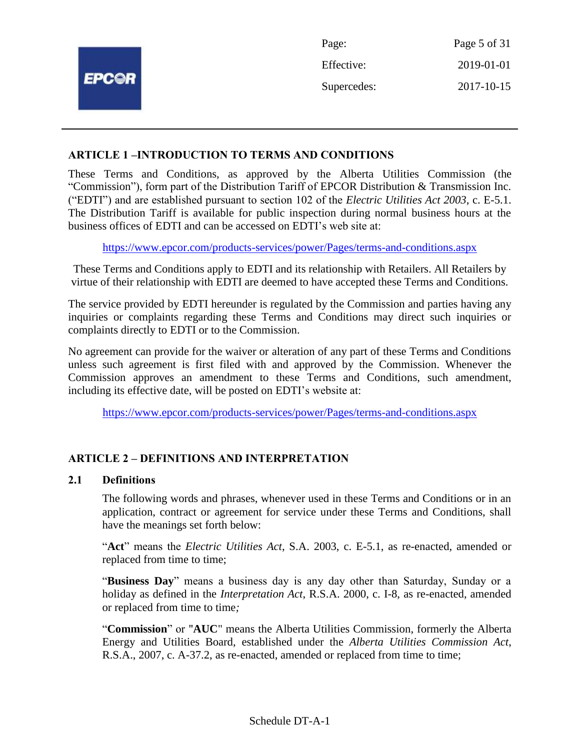## ARTICLE 1 –INTRODUCTION TO TERMS AND CONDITIONS

These Terms and Conditions, as approved by the Alberta Utilities Commission (the "Commission"), form part of the Distribution Tariff of EPCOR Distribution & Transmission Inc. ("EDTI") and are established pursuant to section 102 of the *Electric Utilities Act 2003*, c. E-5.1. The Distribution Tariff is available for public inspection during normal business hours at the business offices of EDTI and can be accessed on EDTI's web site at:

https://www.epcor.com/products-services/power/Pages/terms-and-conditions.aspx

These Terms and Conditions apply to EDTI and its relationship with Retailers. All Retailers by virtue of their relationship with EDTI are deemed to have accepted these Terms and Conditions.

The service provided by EDTI hereunder is regulated by the Commission and parties having any inquiries or complaints regarding these Terms and Conditions may direct such inquiries or complaints directly to EDTI or to the Commission.

No agreement can provide for the waiver or alteration of any part of these Terms and Conditions unless such agreement is first filed with and approved by the Commission. Whenever the Commission approves an amendment to these Terms and Conditions, such amendment, including its effective date, will be posted on EDTI's website at:

https://www.epcor.com/products-services/power/Pages/terms-and-conditions.aspx

## ARTICLE 2 – DEFINITIONS AND INTERPRETATION

### 2.1 Definitions

The following words and phrases, whenever used in these Terms and Conditions or in an application, contract or agreement for service under these Terms and Conditions, shall have the meanings set forth below:

"**Act**" means the *Electric Utilities Act*, S.A. 2003, c. E-5.1, as re-enacted, amended or replaced from time to time;

"**Business Day**" means a business day is any day other than Saturday, Sunday or a holiday as defined in the *Interpretation Act*, R.S.A. 2000, c. I-8, as re-enacted, amended or replaced from time to time*;*

"**Commission**" or "**AUC**" means the Alberta Utilities Commission, formerly the Alberta Energy and Utilities Board, established under the *Alberta Utilities Commission Act*, R.S.A., 2007, c. A-37.2, as re-enacted, amended or replaced from time to time;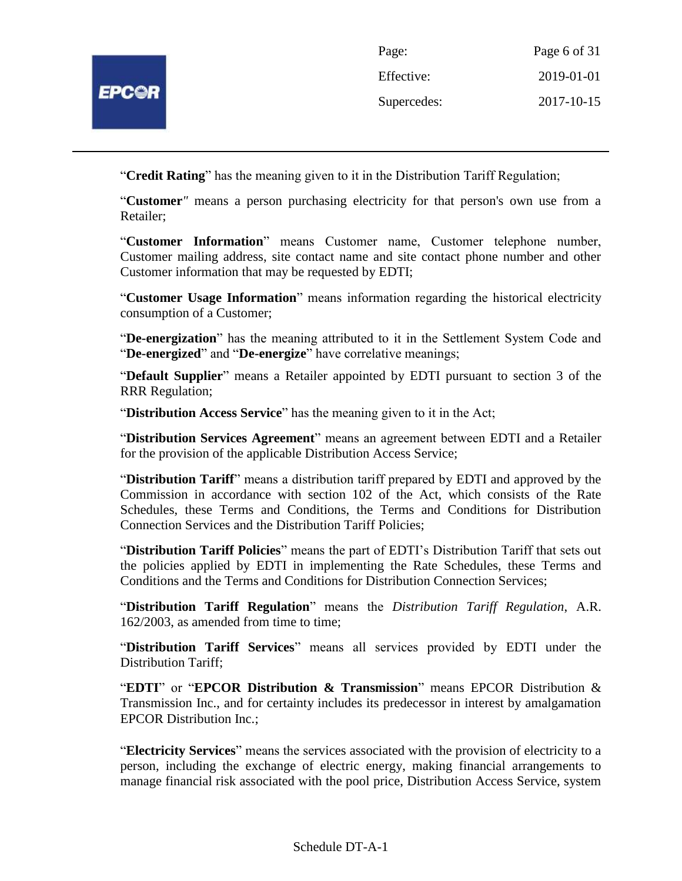"**Credit Rating**" has the meaning given to it in the Distribution Tariff Regulation;

"**Customer**" means a person purchasing electricity for that person's own use from a Retailer;

"**Customer Information**" means Customer name, Customer telephone number, Customer mailing address, site contact name and site contact phone number and other Customer information that may be requested by EDTI;

"**Customer Usage Information**" means information regarding the historical electricity consumption of a Customer;

"**De-energization**" has the meaning attributed to it in the Settlement System Code and "**De-energized**" and "**De-energize**" have correlative meanings;

"**Default Supplier**" means a Retailer appointed by EDTI pursuant to section 3 of the RRR Regulation;

"**Distribution Access Service**" has the meaning given to it in the Act;

"**Distribution Services Agreement**" means an agreement between EDTI and a Retailer for the provision of the applicable Distribution Access Service;

"**Distribution Tariff**" means a distribution tariff prepared by EDTI and approved by the Commission in accordance with section 102 of the Act, which consists of the Rate Schedules, these Terms and Conditions, the Terms and Conditions for Distribution Connection Services and the Distribution Tariff Policies;

"**Distribution Tariff Policies**" means the part of EDTI's Distribution Tariff that sets out the policies applied by EDTI in implementing the Rate Schedules, these Terms and Conditions and the Terms and Conditions for Distribution Connection Services;

"**Distribution Tariff Regulation**" means the *Distribution Tariff Regulation*, A.R. 162/2003, as amended from time to time;

"**Distribution Tariff Services**" means all services provided by EDTI under the Distribution Tariff;

"**EDTI**" or "**EPCOR Distribution & Transmission**" means EPCOR Distribution & Transmission Inc., and for certainty includes its predecessor in interest by amalgamation EPCOR Distribution Inc.;

"**Electricity Services**" means the services associated with the provision of electricity to a person, including the exchange of electric energy, making financial arrangements to manage financial risk associated with the pool price, Distribution Access Service, system

Schedule DT-A-1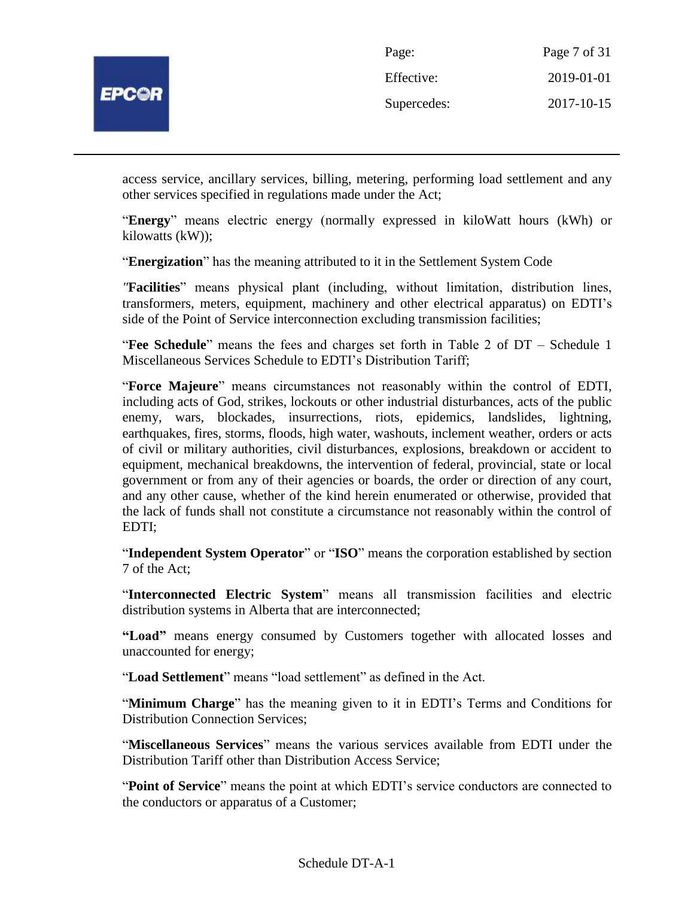access service, ancillary services, billing, metering, performing load settlement and any other services specified in regulations made under the Act;

"**Energy**" means electric energy (normally expressed in kiloWatt hours (kWh) or kilowatts (kW));

"**Energization**" has the meaning attributed to it in the Settlement System Code

"**Facilities**" means physical plant (including, without limitation, distribution lines, transformers, meters, equipment, machinery and other electrical apparatus) on EDTI's side of the Point of Service interconnection excluding transmission facilities;

"**Fee Schedule**" means the fees and charges set forth in Table 2 of DT – Schedule 1 Miscellaneous Services Schedule to EDTI's Distribution Tariff;

"**Force Majeure**" means circumstances not reasonably within the control of EDTI, including acts of God, strikes, lockouts or other industrial disturbances, acts of the public enemy, wars, blockades, insurrections, riots, epidemics, landslides, lightning, earthquakes, fires, storms, floods, high water, washouts, inclement weather, orders or acts of civil or military authorities, civil disturbances, explosions, breakdown or accident to equipment, mechanical breakdowns, the intervention of federal, provincial, state or local government or from any of their agencies or boards, the order or direction of any court, and any other cause, whether of the kind herein enumerated or otherwise, provided that the lack of funds shall not constitute a circumstance not reasonably within the control of EDTI;

"**Independent System Operator**" or "**ISO**" means the corporation established by section 7 of the Act;

"**Interconnected Electric System**" means all transmission facilities and electric distribution systems in Alberta that are interconnected;

**"Load"** means energy consumed by Customers together with allocated losses and unaccounted for energy;

"**Load Settlement**" means "load settlement" as defined in the Act.

"**Minimum Charge**" has the meaning given to it in EDTI's Terms and Conditions for Distribution Connection Services;

"**Miscellaneous Services**" means the various services available from EDTI under the Distribution Tariff other than Distribution Access Service;

"**Point of Service**" means the point at which EDTI's service conductors are connected to the conductors or apparatus of a Customer;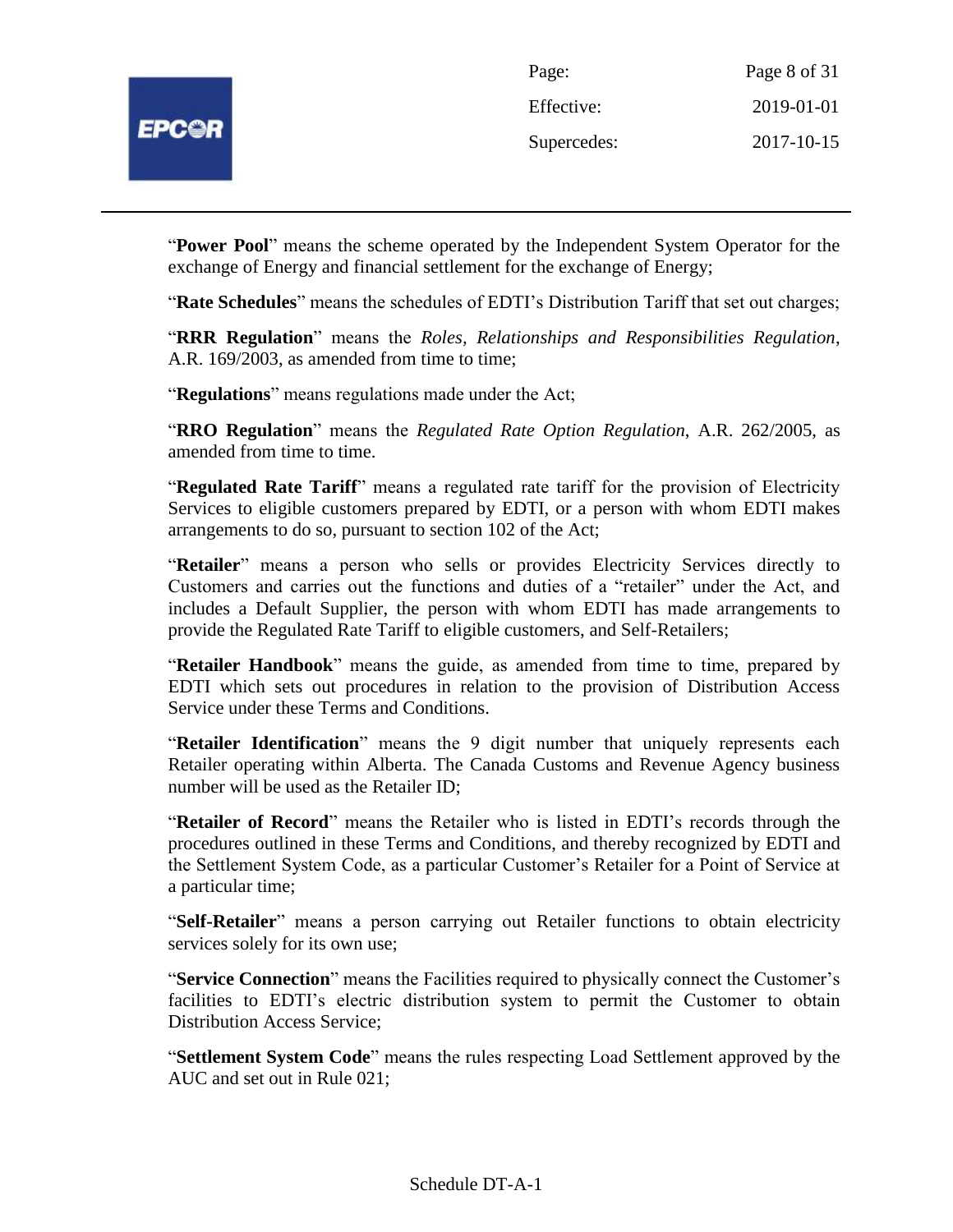"**Power Pool**" means the scheme operated by the Independent System Operator for the exchange of Energy and financial settlement for the exchange of Energy;

"**Rate Schedules**" means the schedules of EDTI's Distribution Tariff that set out charges;

"**RRR Regulation**" means the *Roles, Relationships and Responsibilities Regulation*, A.R. 169/2003, as amended from time to time;

"**Regulations**" means regulations made under the Act;

"**RRO Regulation**" means the *Regulated Rate Option Regulation*, A.R. 262/2005, as amended from time to time.

"**Regulated Rate Tariff**" means a regulated rate tariff for the provision of Electricity Services to eligible customers prepared by EDTI, or a person with whom EDTI makes arrangements to do so, pursuant to section 102 of the Act;

"**Retailer**" means a person who sells or provides Electricity Services directly to Customers and carries out the functions and duties of a "retailer" under the Act, and includes a Default Supplier, the person with whom EDTI has made arrangements to provide the Regulated Rate Tariff to eligible customers, and Self-Retailers;

"**Retailer Handbook**" means the guide, as amended from time to time, prepared by EDTI which sets out procedures in relation to the provision of Distribution Access Service under these Terms and Conditions.

"**Retailer Identification**" means the 9 digit number that uniquely represents each Retailer operating within Alberta. The Canada Customs and Revenue Agency business number will be used as the Retailer ID;

"**Retailer of Record**" means the Retailer who is listed in EDTI's records through the procedures outlined in these Terms and Conditions, and thereby recognized by EDTI and the Settlement System Code, as a particular Customer's Retailer for a Point of Service at a particular time;

"**Self-Retailer**" means a person carrying out Retailer functions to obtain electricity services solely for its own use;

"**Service Connection**" means the Facilities required to physically connect the Customer's facilities to EDTI's electric distribution system to permit the Customer to obtain Distribution Access Service;

"**Settlement System Code**" means the rules respecting Load Settlement approved by the AUC and set out in Rule 021;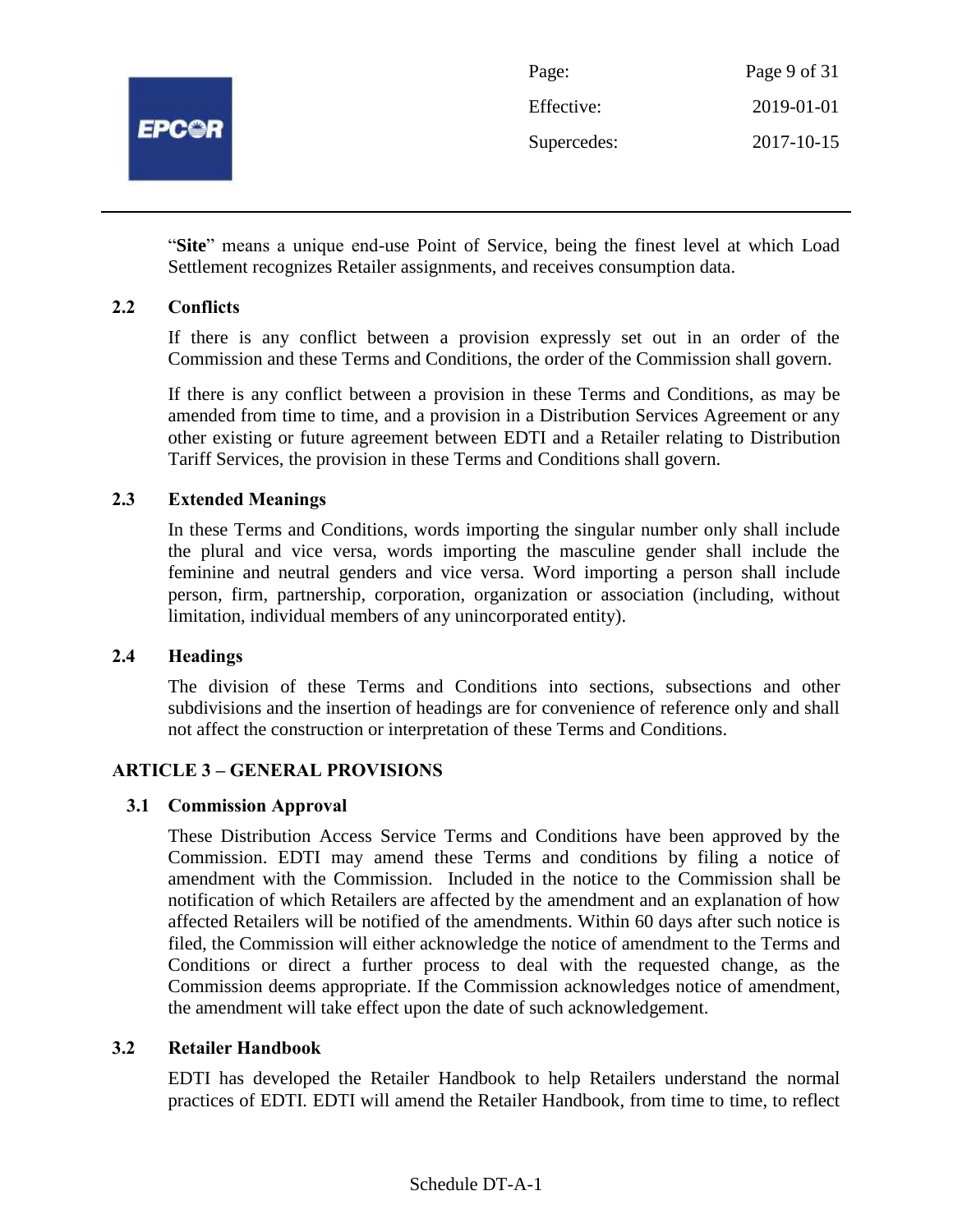"**Site**" means a unique end-use Point of Service, being the finest level at which Load Settlement recognizes Retailer assignments, and receives consumption data.

### 2.2 Conflicts

If there is any conflict between a provision expressly set out in an order of the Commission and these Terms and Conditions, the order of the Commission shall govern.

If there is any conflict between a provision in these Terms and Conditions, as may be amended from time to time, and a provision in a Distribution Services Agreement or any other existing or future agreement between EDTI and a Retailer relating to Distribution Tariff Services, the provision in these Terms and Conditions shall govern.

### 2.3 Extended Meanings

In these Terms and Conditions, words importing the singular number only shall include the plural and vice versa, words importing the masculine gender shall include the feminine and neutral genders and vice versa. Word importing a person shall include person, firm, partnership, corporation, organization or association (including, without limitation, individual members of any unincorporated entity).

### 2.4 Headings

The division of these Terms and Conditions into sections, subsections and other subdivisions and the insertion of headings are for convenience of reference only and shall not affect the construction or interpretation of these Terms and Conditions.

## ARTICLE 3 – GENERAL PROVISIONS

### 3.1 Commission Approval

These Distribution Access Service Terms and Conditions have been approved by the Commission. EDTI may amend these Terms and conditions by filing a notice of amendment with the Commission. Included in the notice to the Commission shall be notification of which Retailers are affected by the amendment and an explanation of how affected Retailers will be notified of the amendments. Within 60 days after such notice is filed, the Commission will either acknowledge the notice of amendment to the Terms and Conditions or direct a further process to deal with the requested change, as the Commission deems appropriate. If the Commission acknowledges notice of amendment, the amendment will take effect upon the date of such acknowledgement.

### 3.2 Retailer Handbook

EDTI has developed the Retailer Handbook to help Retailers understand the normal practices of EDTI. EDTI will amend the Retailer Handbook, from time to time, to reflect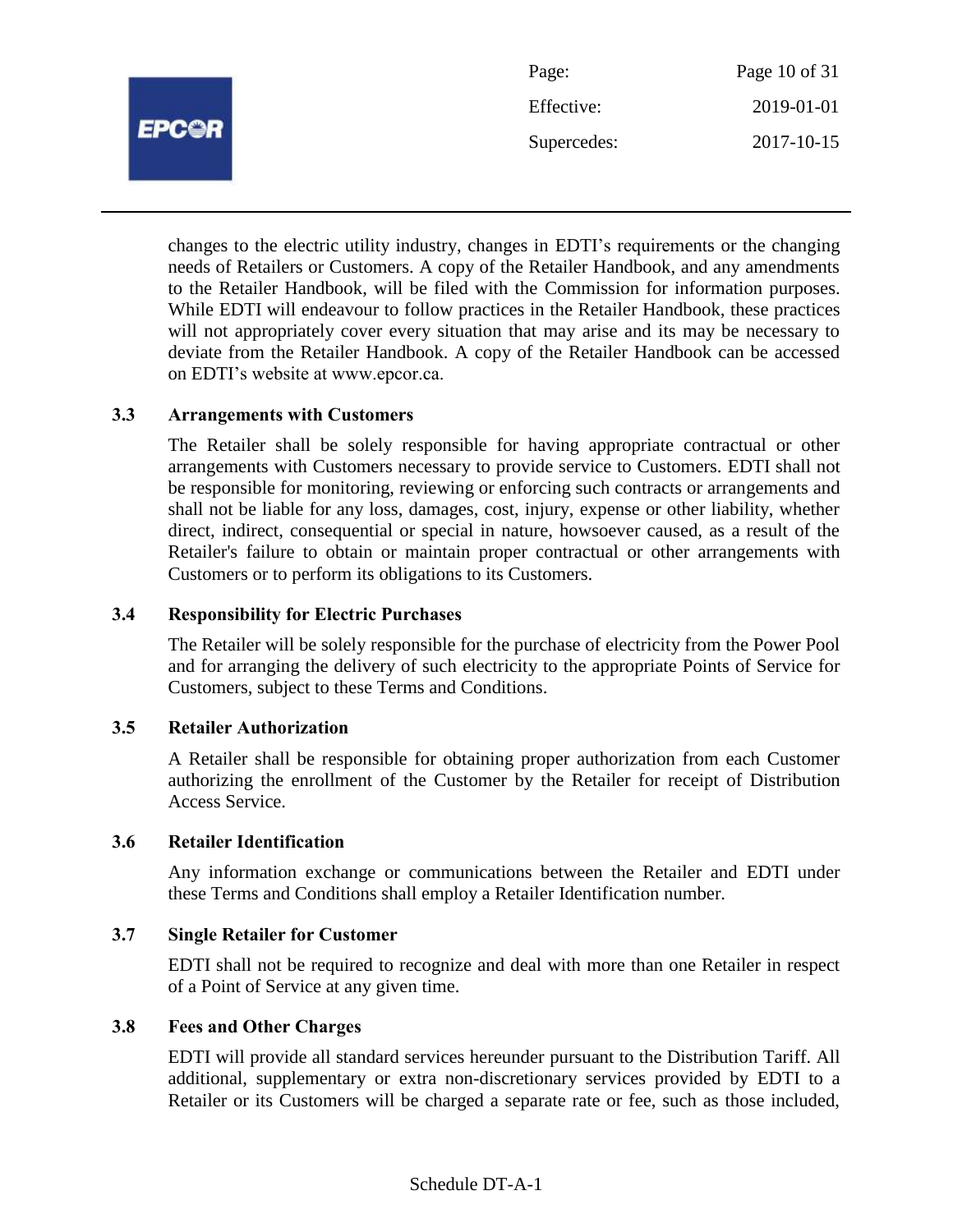changes to the electric utility industry, changes in EDTI's requirements or the changing needs of Retailers or Customers. A copy of the Retailer Handbook, and any amendments to the Retailer Handbook, will be filed with the Commission for information purposes. While EDTI will endeavour to follow practices in the Retailer Handbook, these practices will not appropriately cover every situation that may arise and its may be necessary to deviate from the Retailer Handbook. A copy of the Retailer Handbook can be accessed on EDTI's website at www.epcor.ca.

### 3.3 Arrangements with Customers

The Retailer shall be solely responsible for having appropriate contractual or other arrangements with Customers necessary to provide service to Customers. EDTI shall not be responsible for monitoring, reviewing or enforcing such contracts or arrangements and shall not be liable for any loss, damages, cost, injury, expense or other liability, whether direct, indirect, consequential or special in nature, howsoever caused, as a result of the Retailer's failure to obtain or maintain proper contractual or other arrangements with Customers or to perform its obligations to its Customers.

### 3.4 Responsibility for Electric Purchases

The Retailer will be solely responsible for the purchase of electricity from the Power Pool and for arranging the delivery of such electricity to the appropriate Points of Service for Customers, subject to these Terms and Conditions.

### 3.5 Retailer Authorization

A Retailer shall be responsible for obtaining proper authorization from each Customer authorizing the enrollment of the Customer by the Retailer for receipt of Distribution Access Service.

### 3.6 Retailer Identification

Any information exchange or communications between the Retailer and EDTI under these Terms and Conditions shall employ a Retailer Identification number.

### 3.7 Single Retailer for Customer

EDTI shall not be required to recognize and deal with more than one Retailer in respect of a Point of Service at any given time.

### 3.8 Fees and Other Charges

EDTI will provide all standard services hereunder pursuant to the Distribution Tariff. All additional, supplementary or extra non-discretionary services provided by EDTI to a Retailer or its Customers will be charged a separate rate or fee, such as those included,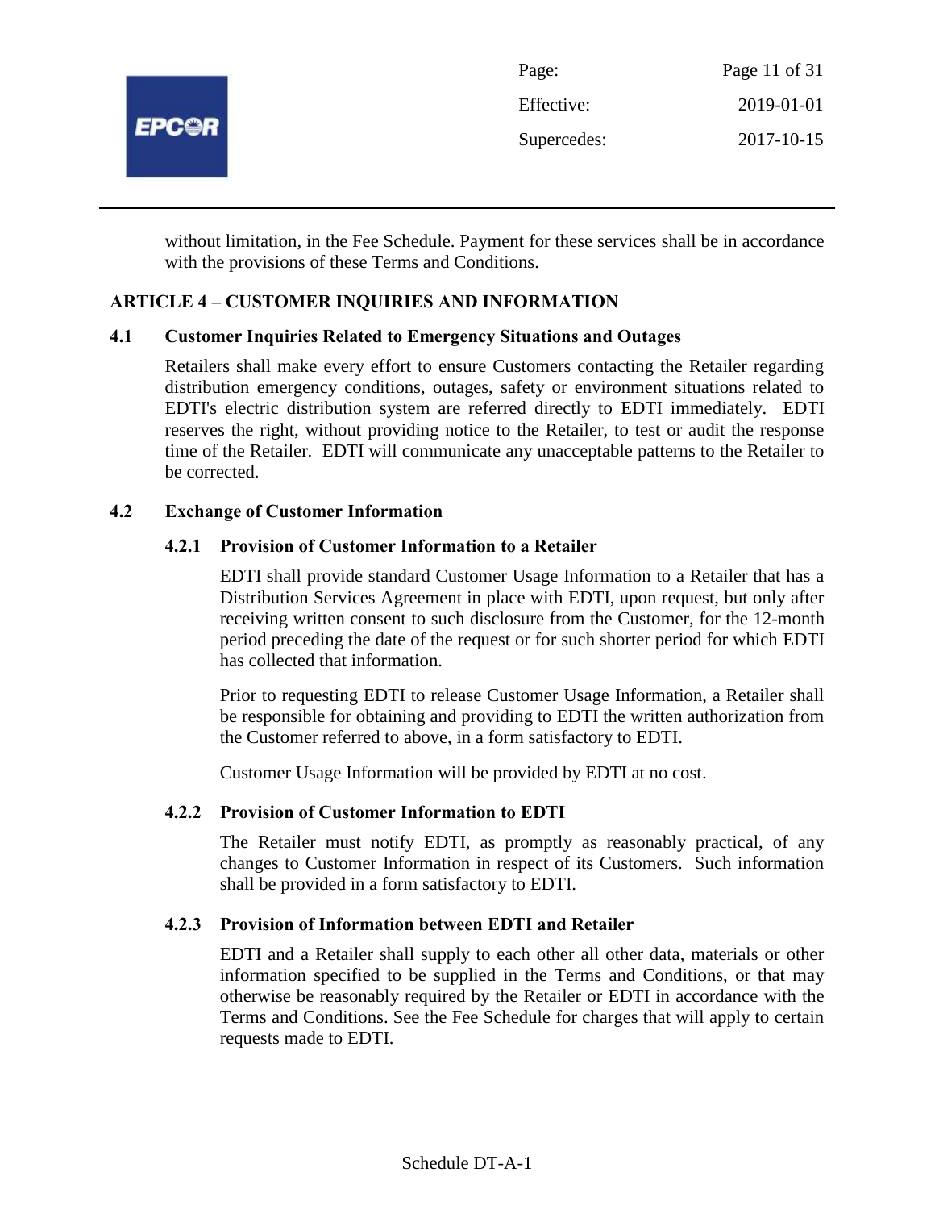without limitation, in the Fee Schedule. Payment for these services shall be in accordance with the provisions of these Terms and Conditions.

## ARTICLE 4 – CUSTOMER INQUIRIES AND INFORMATION

### 4.1 Customer Inquiries Related to Emergency Situations and Outages

Retailers shall make every effort to ensure Customers contacting the Retailer regarding distribution emergency conditions, outages, safety or environment situations related to EDTI's electric distribution system are referred directly to EDTI immediately. EDTI reserves the right, without providing notice to the Retailer, to test or audit the response time of the Retailer. EDTI will communicate any unacceptable patterns to the Retailer to be corrected.

### 4.2 Exchange of Customer Information

#### 4.2.1 Provision of Customer Information to a Retailer

EDTI shall provide standard Customer Usage Information to a Retailer that has a Distribution Services Agreement in place with EDTI, upon request, but only after receiving written consent to such disclosure from the Customer, for the 12-month period preceding the date of the request or for such shorter period for which EDTI has collected that information.

Prior to requesting EDTI to release Customer Usage Information, a Retailer shall be responsible for obtaining and providing to EDTI the written authorization from the Customer referred to above, in a form satisfactory to EDTI.

Customer Usage Information will be provided by EDTI at no cost.

#### 4.2.2 Provision of Customer Information to EDTI

The Retailer must notify EDTI, as promptly as reasonably practical, of any changes to Customer Information in respect of its Customers. Such information shall be provided in a form satisfactory to EDTI.

#### 4.2.3 Provision of Information between EDTI and Retailer

EDTI and a Retailer shall supply to each other all other data, materials or other information specified to be supplied in the Terms and Conditions, or that may otherwise be reasonably required by the Retailer or EDTI in accordance with the Terms and Conditions. See the Fee Schedule for charges that will apply to certain requests made to EDTI.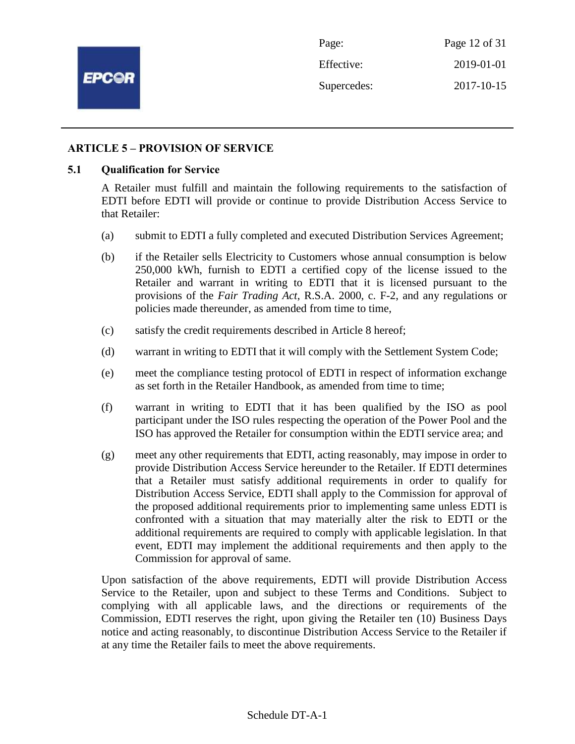## ARTICLE 5 – PROVISION OF SERVICE

### 5.1 Qualification for Service

A Retailer must fulfill and maintain the following requirements to the satisfaction of EDTI before EDTI will provide or continue to provide Distribution Access Service to that Retailer:

(a) submit to EDTI a fully completed and executed Distribution Services Agreement;

(b) if the Retailer sells Electricity to Customers whose annual consumption is below 250,000 kWh, furnish to EDTI a certified copy of the license issued to the Retailer and warrant in writing to EDTI that it is licensed pursuant to the provisions of the *Fair Trading Act*, R.S.A. 2000, c. F-2, and any regulations or policies made thereunder, as amended from time to time,

(c) satisfy the credit requirements described in Article 8 hereof;

(d) warrant in writing to EDTI that it will comply with the Settlement System Code;

(e) meet the compliance testing protocol of EDTI in respect of information exchange as set forth in the Retailer Handbook, as amended from time to time;

(f) warrant in writing to EDTI that it has been qualified by the ISO as pool participant under the ISO rules respecting the operation of the Power Pool and the ISO has approved the Retailer for consumption within the EDTI service area; and

(g) meet any other requirements that EDTI, acting reasonably, may impose in order to provide Distribution Access Service hereunder to the Retailer. If EDTI determines that a Retailer must satisfy additional requirements in order to qualify for Distribution Access Service, EDTI shall apply to the Commission for approval of the proposed additional requirements prior to implementing same unless EDTI is confronted with a situation that may materially alter the risk to EDTI or the additional requirements are required to comply with applicable legislation. In that event, EDTI may implement the additional requirements and then apply to the Commission for approval of same.

Upon satisfaction of the above requirements, EDTI will provide Distribution Access Service to the Retailer, upon and subject to these Terms and Conditions. Subject to complying with all applicable laws, and the directions or requirements of the Commission, EDTI reserves the right, upon giving the Retailer ten (10) Business Days notice and acting reasonably, to discontinue Distribution Access Service to the Retailer if at any time the Retailer fails to meet the above requirements.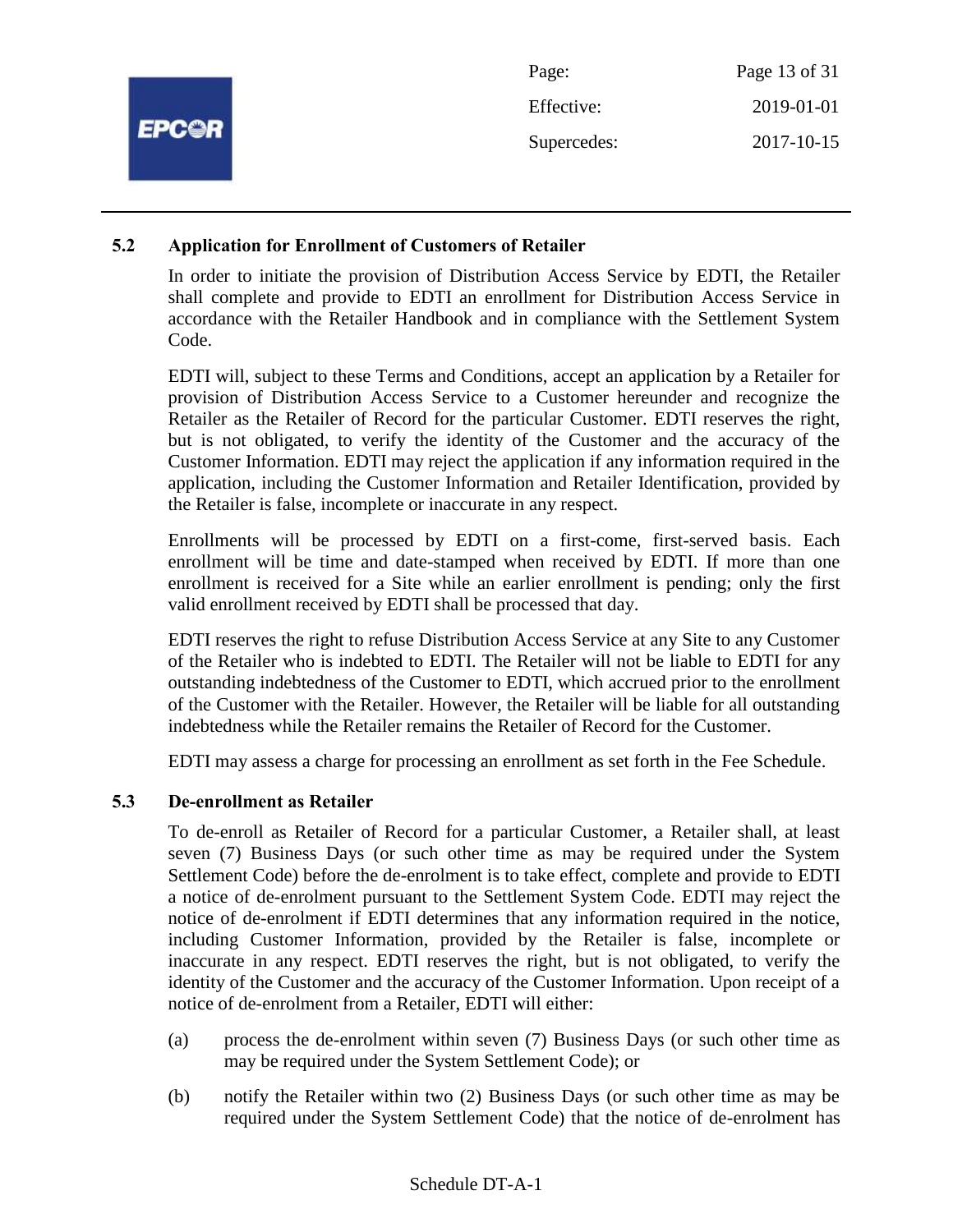### 5.2 Application for Enrollment of Customers of Retailer

In order to initiate the provision of Distribution Access Service by EDTI, the Retailer shall complete and provide to EDTI an enrollment for Distribution Access Service in accordance with the Retailer Handbook and in compliance with the Settlement System Code.

EDTI will, subject to these Terms and Conditions, accept an application by a Retailer for provision of Distribution Access Service to a Customer hereunder and recognize the Retailer as the Retailer of Record for the particular Customer. EDTI reserves the right, but is not obligated, to verify the identity of the Customer and the accuracy of the Customer Information. EDTI may reject the application if any information required in the application, including the Customer Information and Retailer Identification, provided by the Retailer is false, incomplete or inaccurate in any respect.

Enrollments will be processed by EDTI on a first-come, first-served basis. Each enrollment will be time and date-stamped when received by EDTI. If more than one enrollment is received for a Site while an earlier enrollment is pending; only the first valid enrollment received by EDTI shall be processed that day.

EDTI reserves the right to refuse Distribution Access Service at any Site to any Customer of the Retailer who is indebted to EDTI. The Retailer will not be liable to EDTI for any outstanding indebtedness of the Customer to EDTI, which accrued prior to the enrollment of the Customer with the Retailer. However, the Retailer will be liable for all outstanding indebtedness while the Retailer remains the Retailer of Record for the Customer.

EDTI may assess a charge for processing an enrollment as set forth in the Fee Schedule.

### 5.3 De-enrollment as Retailer

To de-enroll as Retailer of Record for a particular Customer, a Retailer shall, at least seven (7) Business Days (or such other time as may be required under the System Settlement Code) before the de-enrolment is to take effect, complete and provide to EDTI a notice of de-enrolment pursuant to the Settlement System Code. EDTI may reject the notice of de-enrolment if EDTI determines that any information required in the notice, including Customer Information, provided by the Retailer is false, incomplete or inaccurate in any respect. EDTI reserves the right, but is not obligated, to verify the identity of the Customer and the accuracy of the Customer Information. Upon receipt of a notice of de-enrolment from a Retailer, EDTI will either:

(a) process the de-enrolment within seven (7) Business Days (or such other time as may be required under the System Settlement Code); or

(b) notify the Retailer within two (2) Business Days (or such other time as may be required under the System Settlement Code) that the notice of de-enrolment has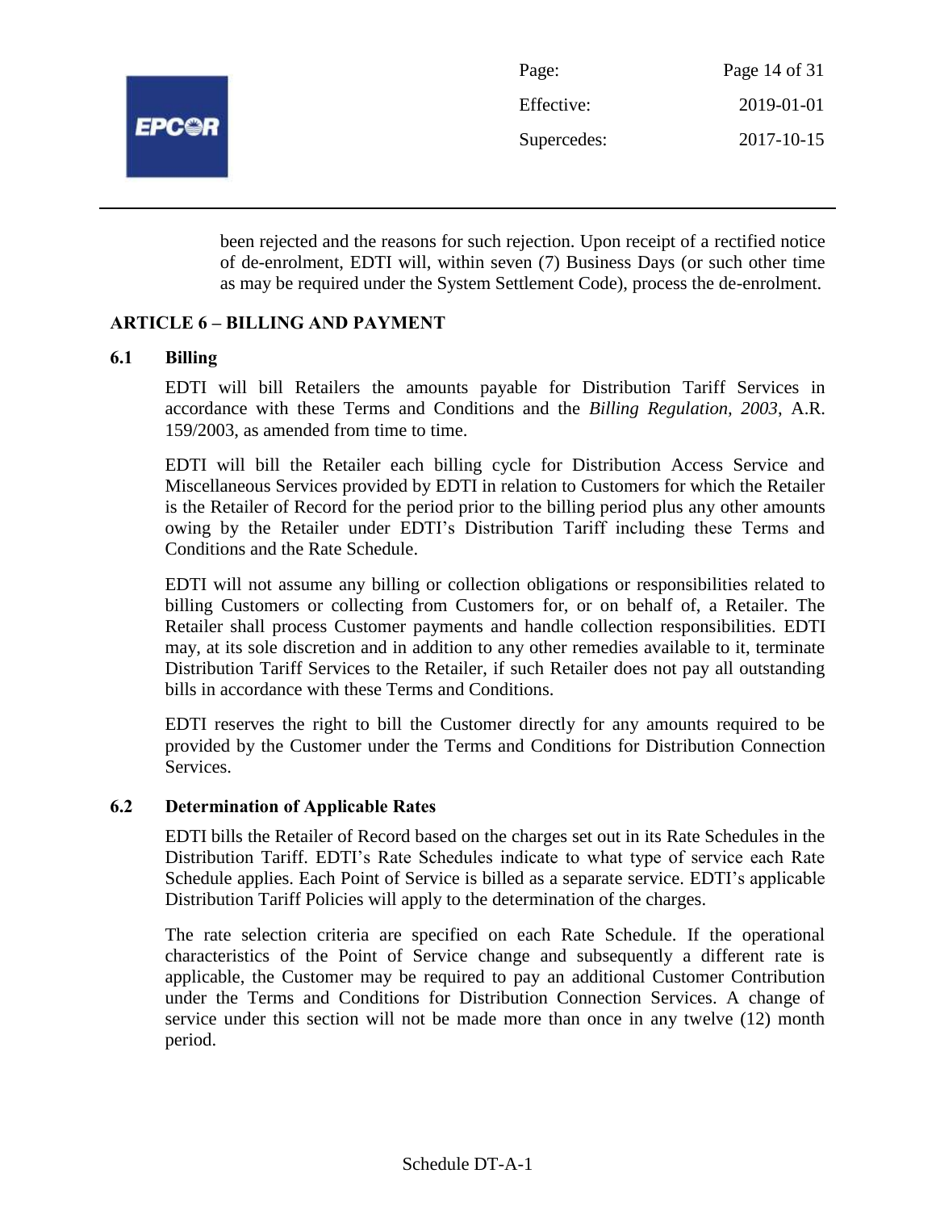been rejected and the reasons for such rejection. Upon receipt of a rectified notice of de-enrolment, EDTI will, within seven (7) Business Days (or such other time as may be required under the System Settlement Code), process the de-enrolment.

## ARTICLE 6 – BILLING AND PAYMENT

### 6.1 Billing

EDTI will bill Retailers the amounts payable for Distribution Tariff Services in accordance with these Terms and Conditions and the *Billing Regulation, 2003*, A.R. 159/2003, as amended from time to time.

EDTI will bill the Retailer each billing cycle for Distribution Access Service and Miscellaneous Services provided by EDTI in relation to Customers for which the Retailer is the Retailer of Record for the period prior to the billing period plus any other amounts owing by the Retailer under EDTI's Distribution Tariff including these Terms and Conditions and the Rate Schedule.

EDTI will not assume any billing or collection obligations or responsibilities related to billing Customers or collecting from Customers for, or on behalf of, a Retailer. The Retailer shall process Customer payments and handle collection responsibilities. EDTI may, at its sole discretion and in addition to any other remedies available to it, terminate Distribution Tariff Services to the Retailer, if such Retailer does not pay all outstanding bills in accordance with these Terms and Conditions.

EDTI reserves the right to bill the Customer directly for any amounts required to be provided by the Customer under the Terms and Conditions for Distribution Connection Services.

### 6.2 Determination of Applicable Rates

EDTI bills the Retailer of Record based on the charges set out in its Rate Schedules in the Distribution Tariff. EDTI's Rate Schedules indicate to what type of service each Rate Schedule applies. Each Point of Service is billed as a separate service. EDTI's applicable Distribution Tariff Policies will apply to the determination of the charges.

The rate selection criteria are specified on each Rate Schedule. If the operational characteristics of the Point of Service change and subsequently a different rate is applicable, the Customer may be required to pay an additional Customer Contribution under the Terms and Conditions for Distribution Connection Services. A change of service under this section will not be made more than once in any twelve (12) month period.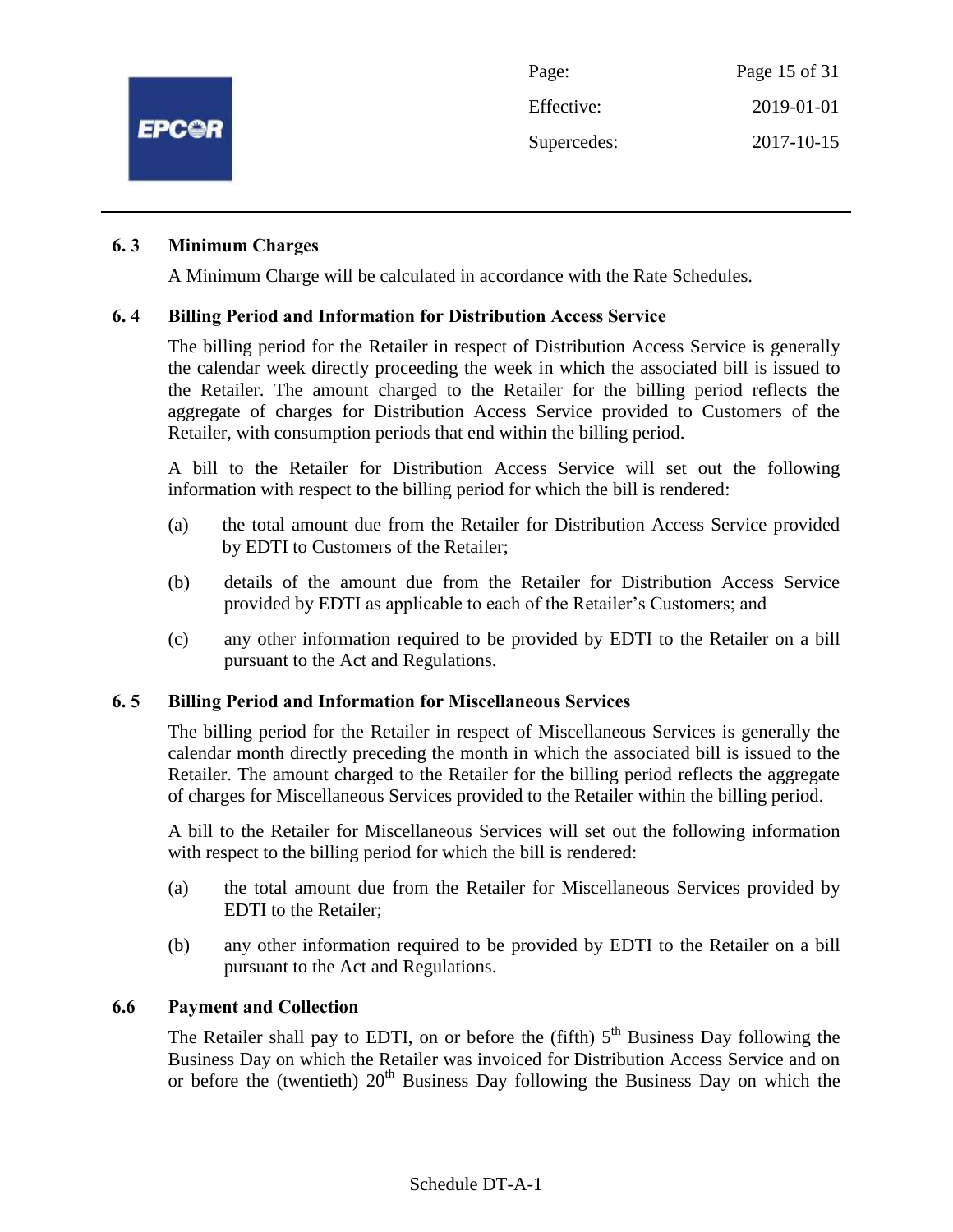### 6. 3 Minimum Charges

A Minimum Charge will be calculated in accordance with the Rate Schedules.

### 6. 4 Billing Period and Information for Distribution Access Service

The billing period for the Retailer in respect of Distribution Access Service is generally the calendar week directly proceeding the week in which the associated bill is issued to the Retailer. The amount charged to the Retailer for the billing period reflects the aggregate of charges for Distribution Access Service provided to Customers of the Retailer, with consumption periods that end within the billing period.

A bill to the Retailer for Distribution Access Service will set out the following information with respect to the billing period for which the bill is rendered:

(a) the total amount due from the Retailer for Distribution Access Service provided by EDTI to Customers of the Retailer;

(b) details of the amount due from the Retailer for Distribution Access Service provided by EDTI as applicable to each of the Retailer's Customers; and

(c) any other information required to be provided by EDTI to the Retailer on a bill pursuant to the Act and Regulations.

### 6. 5 Billing Period and Information for Miscellaneous Services

The billing period for the Retailer in respect of Miscellaneous Services is generally the calendar month directly preceding the month in which the associated bill is issued to the Retailer. The amount charged to the Retailer for the billing period reflects the aggregate of charges for Miscellaneous Services provided to the Retailer within the billing period.

A bill to the Retailer for Miscellaneous Services will set out the following information with respect to the billing period for which the bill is rendered:

(a) the total amount due from the Retailer for Miscellaneous Services provided by EDTI to the Retailer;

(b) any other information required to be provided by EDTI to the Retailer on a bill pursuant to the Act and Regulations.

### 6.6 Payment and Collection

The Retailer shall pay to EDTI, on or before the (fifth) 5th Business Day following the Business Day on which the Retailer was invoiced for Distribution Access Service and on or before the (twentieth) 20th Business Day following the Business Day on which the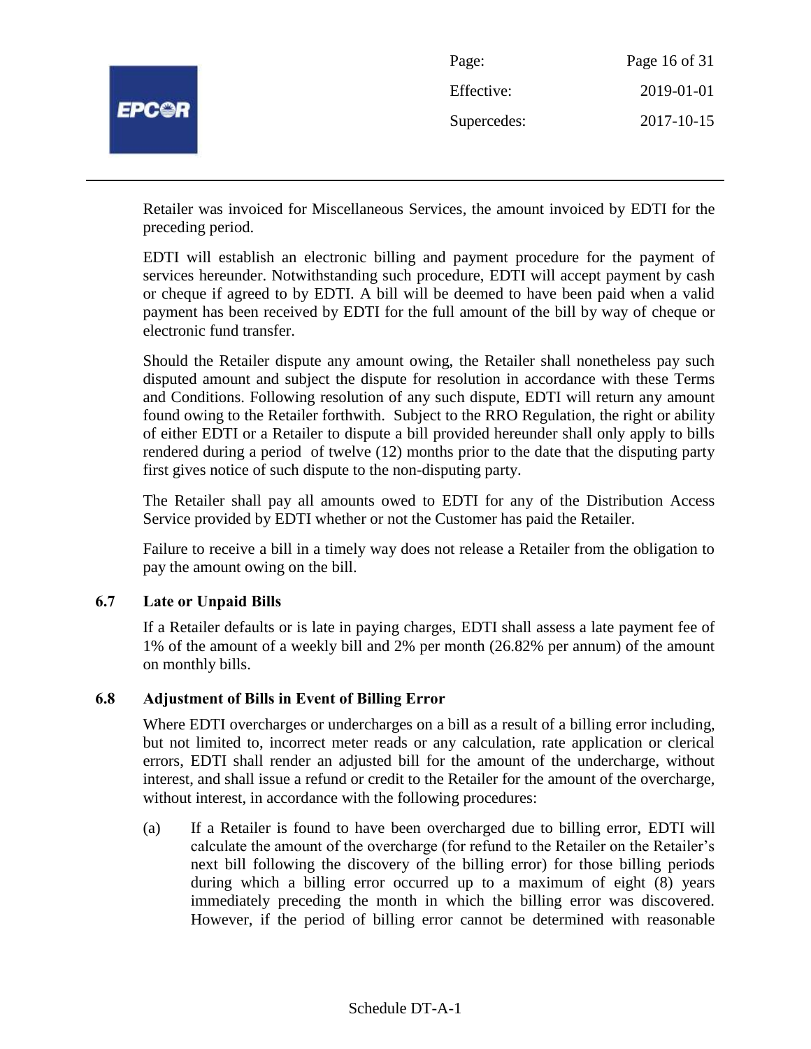Retailer was invoiced for Miscellaneous Services, the amount invoiced by EDTI for the preceding period.

EDTI will establish an electronic billing and payment procedure for the payment of services hereunder. Notwithstanding such procedure, EDTI will accept payment by cash or cheque if agreed to by EDTI. A bill will be deemed to have been paid when a valid payment has been received by EDTI for the full amount of the bill by way of cheque or electronic fund transfer.

Should the Retailer dispute any amount owing, the Retailer shall nonetheless pay such disputed amount and subject the dispute for resolution in accordance with these Terms and Conditions. Following resolution of any such dispute, EDTI will return any amount found owing to the Retailer forthwith. Subject to the RRO Regulation, the right or ability of either EDTI or a Retailer to dispute a bill provided hereunder shall only apply to bills rendered during a period of twelve (12) months prior to the date that the disputing party first gives notice of such dispute to the non-disputing party.

The Retailer shall pay all amounts owed to EDTI for any of the Distribution Access Service provided by EDTI whether or not the Customer has paid the Retailer.

Failure to receive a bill in a timely way does not release a Retailer from the obligation to pay the amount owing on the bill.

### 6.7 Late or Unpaid Bills

If a Retailer defaults or is late in paying charges, EDTI shall assess a late payment fee of 1% of the amount of a weekly bill and 2% per month (26.82% per annum) of the amount on monthly bills.

### 6.8 Adjustment of Bills in Event of Billing Error

Where EDTI overcharges or undercharges on a bill as a result of a billing error including, but not limited to, incorrect meter reads or any calculation, rate application or clerical errors, EDTI shall render an adjusted bill for the amount of the undercharge, without interest, and shall issue a refund or credit to the Retailer for the amount of the overcharge, without interest, in accordance with the following procedures:

(a) If a Retailer is found to have been overcharged due to billing error, EDTI will calculate the amount of the overcharge (for refund to the Retailer on the Retailer's next bill following the discovery of the billing error) for those billing periods during which a billing error occurred up to a maximum of eight (8) years immediately preceding the month in which the billing error was discovered. However, if the period of billing error cannot be determined with reasonable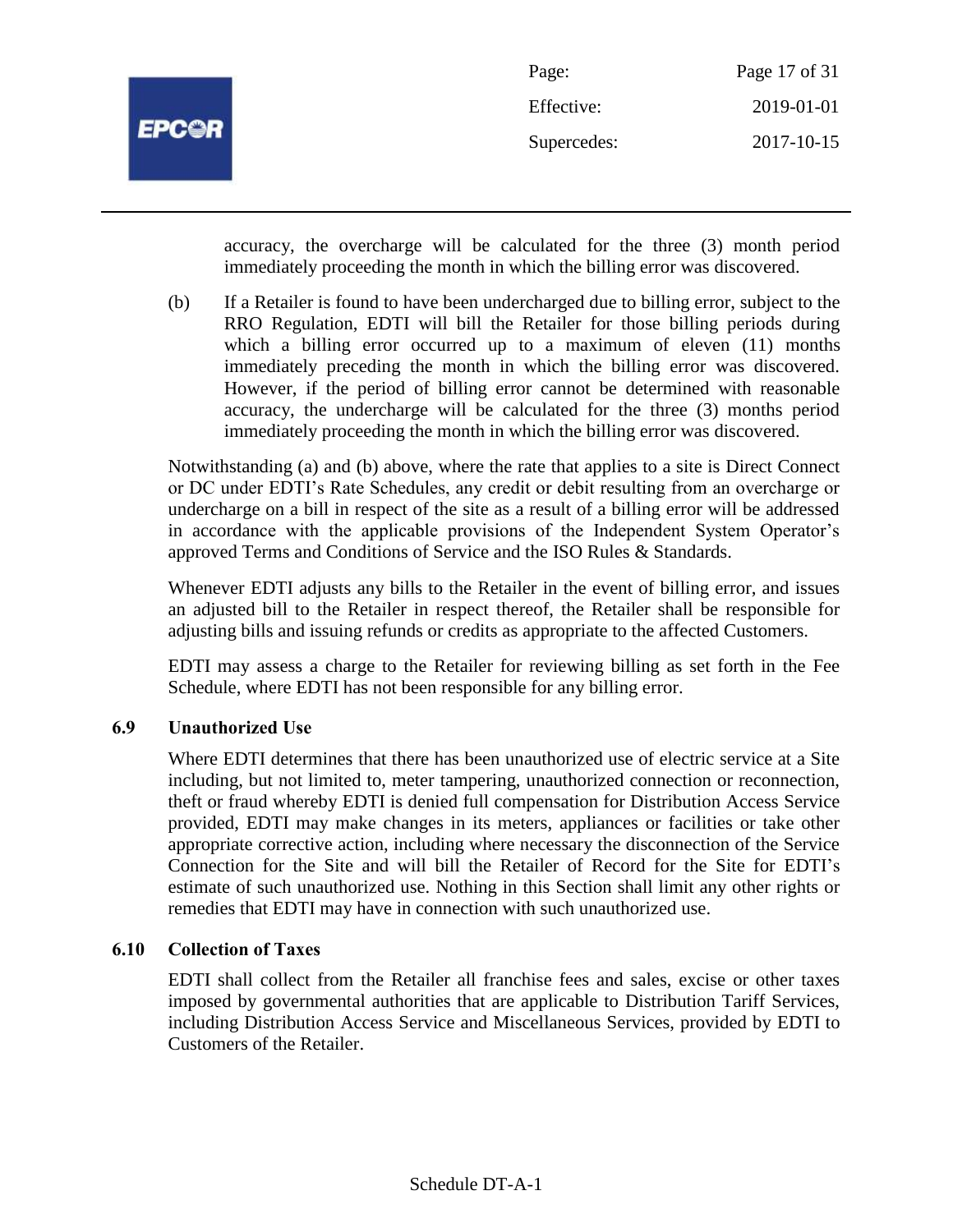accuracy, the overcharge will be calculated for the three (3) month period immediately proceeding the month in which the billing error was discovered.

(b) If a Retailer is found to have been undercharged due to billing error, subject to the RRO Regulation, EDTI will bill the Retailer for those billing periods during which a billing error occurred up to a maximum of eleven (11) months immediately preceding the month in which the billing error was discovered. However, if the period of billing error cannot be determined with reasonable accuracy, the undercharge will be calculated for the three (3) months period immediately proceeding the month in which the billing error was discovered.

Notwithstanding (a) and (b) above, where the rate that applies to a site is Direct Connect or DC under EDTI's Rate Schedules, any credit or debit resulting from an overcharge or undercharge on a bill in respect of the site as a result of a billing error will be addressed in accordance with the applicable provisions of the Independent System Operator's approved Terms and Conditions of Service and the ISO Rules & Standards.

Whenever EDTI adjusts any bills to the Retailer in the event of billing error, and issues an adjusted bill to the Retailer in respect thereof, the Retailer shall be responsible for adjusting bills and issuing refunds or credits as appropriate to the affected Customers.

EDTI may assess a charge to the Retailer for reviewing billing as set forth in the Fee Schedule, where EDTI has not been responsible for any billing error.

### 6.9 Unauthorized Use

Where EDTI determines that there has been unauthorized use of electric service at a Site including, but not limited to, meter tampering, unauthorized connection or reconnection, theft or fraud whereby EDTI is denied full compensation for Distribution Access Service provided, EDTI may make changes in its meters, appliances or facilities or take other appropriate corrective action, including where necessary the disconnection of the Service Connection for the Site and will bill the Retailer of Record for the Site for EDTI's estimate of such unauthorized use. Nothing in this Section shall limit any other rights or remedies that EDTI may have in connection with such unauthorized use.

### 6.10 Collection of Taxes

EDTI shall collect from the Retailer all franchise fees and sales, excise or other taxes imposed by governmental authorities that are applicable to Distribution Tariff Services, including Distribution Access Service and Miscellaneous Services, provided by EDTI to Customers of the Retailer.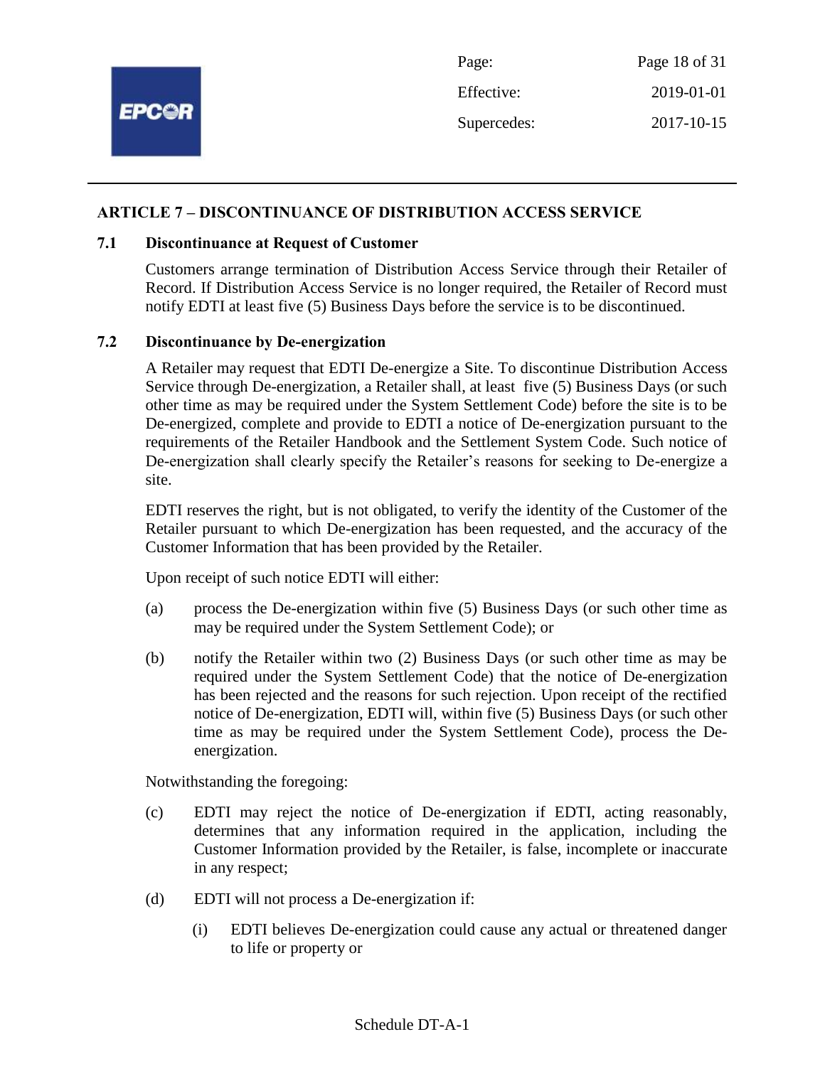## ARTICLE 7 – DISCONTINUANCE OF DISTRIBUTION ACCESS SERVICE

### 7.1 Discontinuance at Request of Customer

Customers arrange termination of Distribution Access Service through their Retailer of Record. If Distribution Access Service is no longer required, the Retailer of Record must notify EDTI at least five (5) Business Days before the service is to be discontinued.

### 7.2 Discontinuance by De-energization

A Retailer may request that EDTI De-energize a Site. To discontinue Distribution Access Service through De-energization, a Retailer shall, at least five (5) Business Days (or such other time as may be required under the System Settlement Code) before the site is to be De-energized, complete and provide to EDTI a notice of De-energization pursuant to the requirements of the Retailer Handbook and the Settlement System Code. Such notice of De-energization shall clearly specify the Retailer's reasons for seeking to De-energize a site.

EDTI reserves the right, but is not obligated, to verify the identity of the Customer of the Retailer pursuant to which De-energization has been requested, and the accuracy of the Customer Information that has been provided by the Retailer.

Upon receipt of such notice EDTI will either:

(a) process the De-energization within five (5) Business Days (or such other time as may be required under the System Settlement Code); or

(b) notify the Retailer within two (2) Business Days (or such other time as may be required under the System Settlement Code) that the notice of De-energization has been rejected and the reasons for such rejection. Upon receipt of the rectified notice of De-energization, EDTI will, within five (5) Business Days (or such other time as may be required under the System Settlement Code), process the De-energization.

Notwithstanding the foregoing:

(c) EDTI may reject the notice of De-energization if EDTI, acting reasonably, determines that any information required in the application, including the Customer Information provided by the Retailer, is false, incomplete or inaccurate in any respect;

(d) EDTI will not process a De-energization if:

 (i) EDTI believes De-energization could cause any actual or threatened danger to life or property or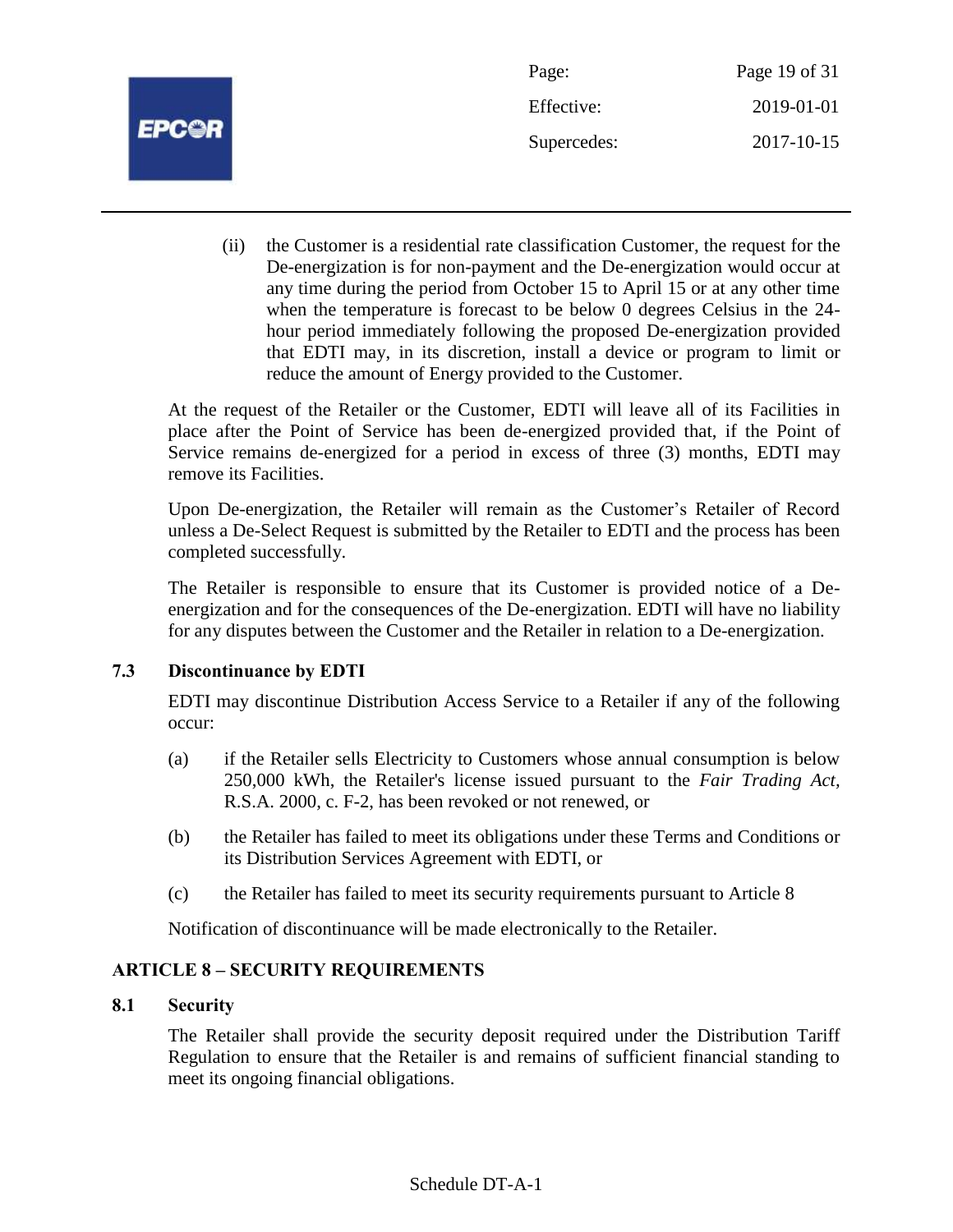(ii) the Customer is a residential rate classification Customer, the request for the De-energization is for non-payment and the De-energization would occur at any time during the period from October 15 to April 15 or at any other time when the temperature is forecast to be below 0 degrees Celsius in the 24-hour period immediately following the proposed De-energization provided that EDTI may, in its discretion, install a device or program to limit or reduce the amount of Energy provided to the Customer.

At the request of the Retailer or the Customer, EDTI will leave all of its Facilities in place after the Point of Service has been de-energized provided that, if the Point of Service remains de-energized for a period in excess of three (3) months, EDTI may remove its Facilities.

Upon De-energization, the Retailer will remain as the Customer's Retailer of Record unless a De-Select Request is submitted by the Retailer to EDTI and the process has been completed successfully.

The Retailer is responsible to ensure that its Customer is provided notice of a De-energization and for the consequences of the De-energization. EDTI will have no liability for any disputes between the Customer and the Retailer in relation to a De-energization.

### 7.3 Discontinuance by EDTI

EDTI may discontinue Distribution Access Service to a Retailer if any of the following occur:

(a) if the Retailer sells Electricity to Customers whose annual consumption is below 250,000 kWh, the Retailer's license issued pursuant to the *Fair Trading Act*, R.S.A. 2000, c. F-2, has been revoked or not renewed, or

(b) the Retailer has failed to meet its obligations under these Terms and Conditions or its Distribution Services Agreement with EDTI, or

(c) the Retailer has failed to meet its security requirements pursuant to Article 8

Notification of discontinuance will be made electronically to the Retailer.

## ARTICLE 8 – SECURITY REQUIREMENTS

### 8.1 Security

The Retailer shall provide the security deposit required under the Distribution Tariff Regulation to ensure that the Retailer is and remains of sufficient financial standing to meet its ongoing financial obligations.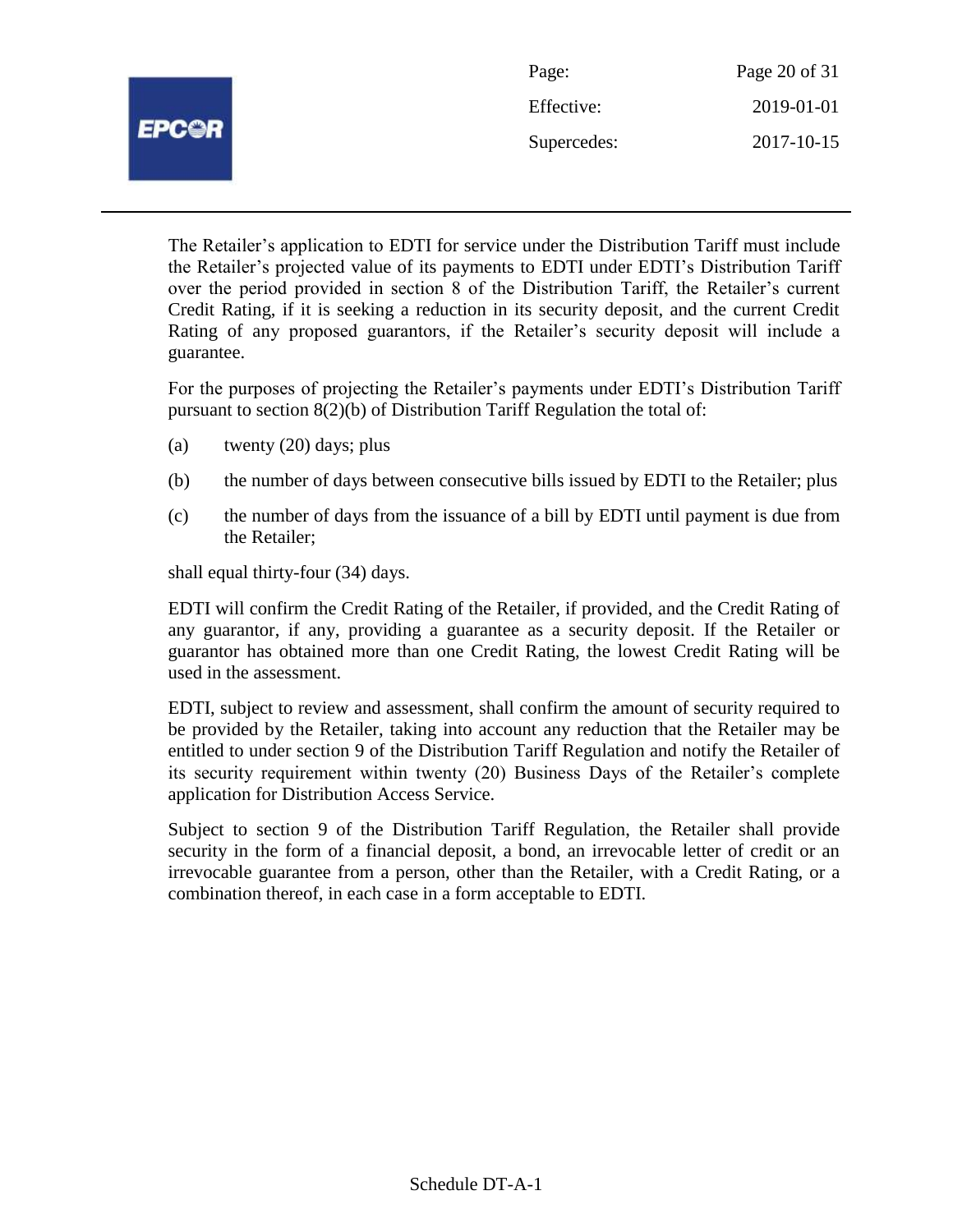The Retailer's application to EDTI for service under the Distribution Tariff must include the Retailer's projected value of its payments to EDTI under EDTI's Distribution Tariff over the period provided in section 8 of the Distribution Tariff, the Retailer's current Credit Rating, if it is seeking a reduction in its security deposit, and the current Credit Rating of any proposed guarantors, if the Retailer's security deposit will include a guarantee.

For the purposes of projecting the Retailer's payments under EDTI's Distribution Tariff pursuant to section 8(2)(b) of Distribution Tariff Regulation the total of:

(a) twenty (20) days; plus

(b) the number of days between consecutive bills issued by EDTI to the Retailer; plus

(c) the number of days from the issuance of a bill by EDTI until payment is due from the Retailer;

shall equal thirty-four (34) days.

EDTI will confirm the Credit Rating of the Retailer, if provided, and the Credit Rating of any guarantor, if any, providing a guarantee as a security deposit. If the Retailer or guarantor has obtained more than one Credit Rating, the lowest Credit Rating will be used in the assessment.

EDTI, subject to review and assessment, shall confirm the amount of security required to be provided by the Retailer, taking into account any reduction that the Retailer may be entitled to under section 9 of the Distribution Tariff Regulation and notify the Retailer of its security requirement within twenty (20) Business Days of the Retailer's complete application for Distribution Access Service.

Subject to section 9 of the Distribution Tariff Regulation, the Retailer shall provide security in the form of a financial deposit, a bond, an irrevocable letter of credit or an irrevocable guarantee from a person, other than the Retailer, with a Credit Rating, or a combination thereof, in each case in a form acceptable to EDTI.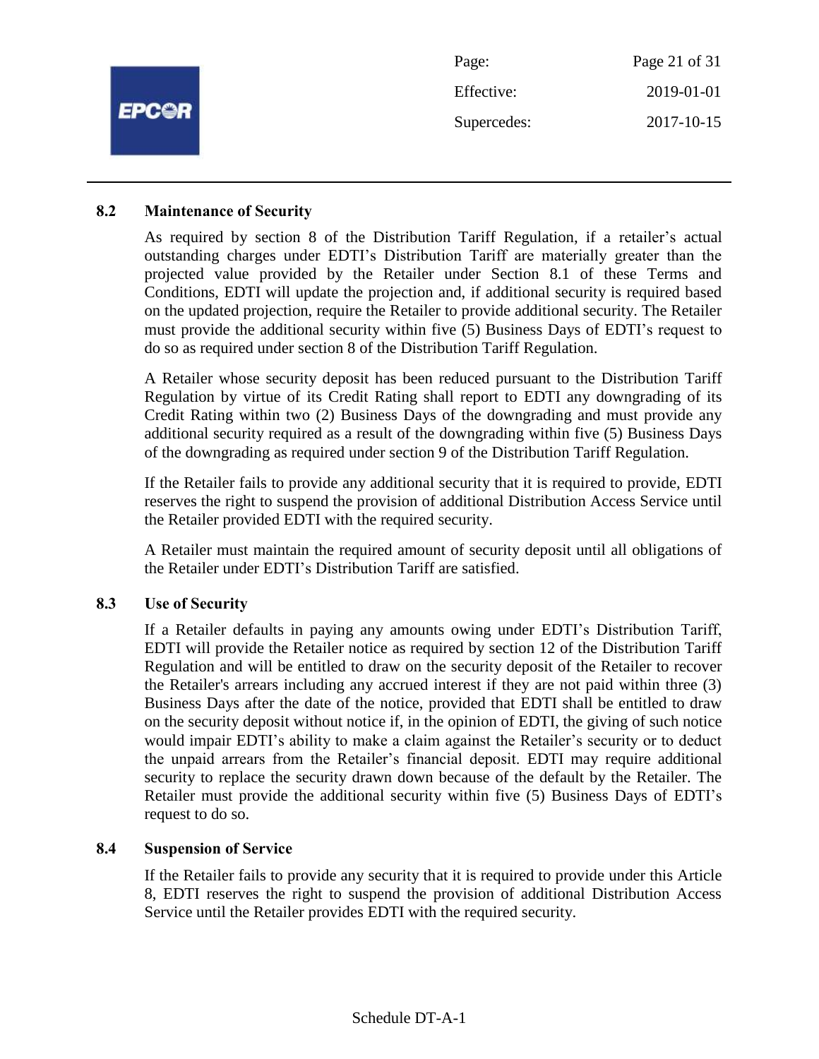### 8.2 Maintenance of Security

As required by section 8 of the Distribution Tariff Regulation, if a retailer's actual outstanding charges under EDTI's Distribution Tariff are materially greater than the projected value provided by the Retailer under Section 8.1 of these Terms and Conditions, EDTI will update the projection and, if additional security is required based on the updated projection, require the Retailer to provide additional security. The Retailer must provide the additional security within five (5) Business Days of EDTI's request to do so as required under section 8 of the Distribution Tariff Regulation.

A Retailer whose security deposit has been reduced pursuant to the Distribution Tariff Regulation by virtue of its Credit Rating shall report to EDTI any downgrading of its Credit Rating within two (2) Business Days of the downgrading and must provide any additional security required as a result of the downgrading within five (5) Business Days of the downgrading as required under section 9 of the Distribution Tariff Regulation.

If the Retailer fails to provide any additional security that it is required to provide, EDTI reserves the right to suspend the provision of additional Distribution Access Service until the Retailer provided EDTI with the required security.

A Retailer must maintain the required amount of security deposit until all obligations of the Retailer under EDTI's Distribution Tariff are satisfied.

### 8.3 Use of Security

If a Retailer defaults in paying any amounts owing under EDTI's Distribution Tariff, EDTI will provide the Retailer notice as required by section 12 of the Distribution Tariff Regulation and will be entitled to draw on the security deposit of the Retailer to recover the Retailer's arrears including any accrued interest if they are not paid within three (3) Business Days after the date of the notice, provided that EDTI shall be entitled to draw on the security deposit without notice if, in the opinion of EDTI, the giving of such notice would impair EDTI's ability to make a claim against the Retailer's security or to deduct the unpaid arrears from the Retailer's financial deposit. EDTI may require additional security to replace the security drawn down because of the default by the Retailer. The Retailer must provide the additional security within five (5) Business Days of EDTI's request to do so.

### 8.4 Suspension of Service

If the Retailer fails to provide any security that it is required to provide under this Article 8, EDTI reserves the right to suspend the provision of additional Distribution Access Service until the Retailer provides EDTI with the required security.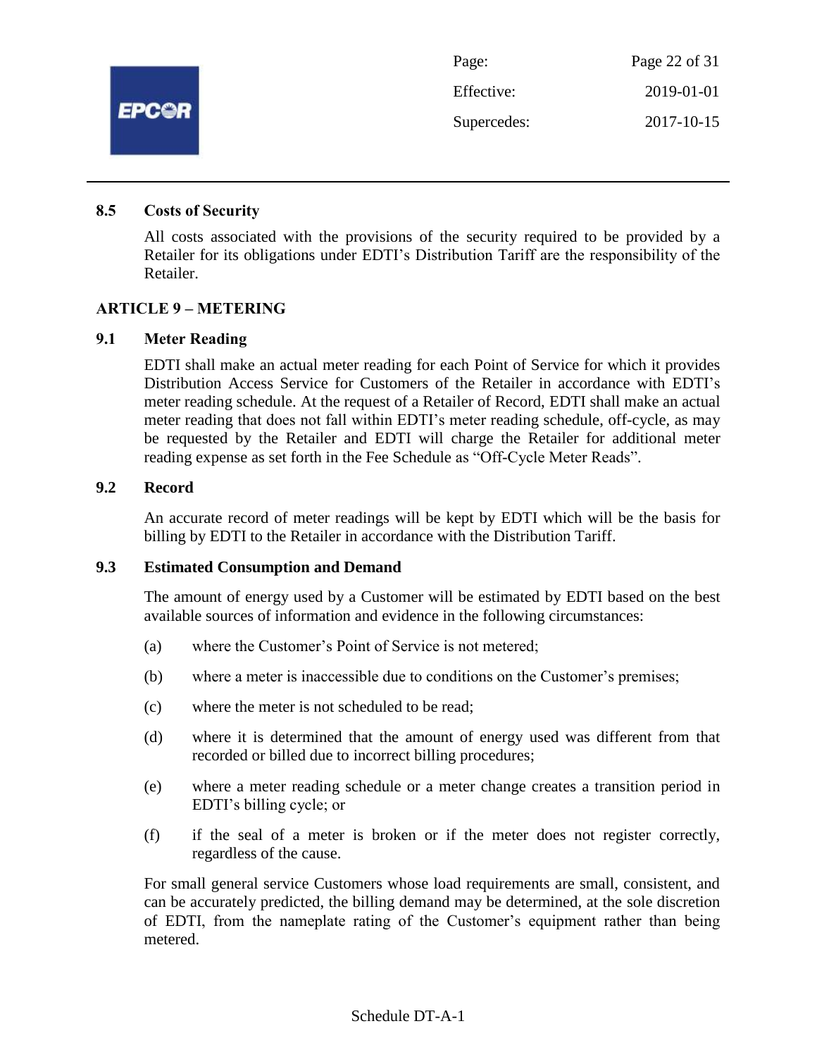### 8.5 Costs of Security

All costs associated with the provisions of the security required to be provided by a Retailer for its obligations under EDTI's Distribution Tariff are the responsibility of the Retailer.

## ARTICLE 9 – METERING

### 9.1 Meter Reading

EDTI shall make an actual meter reading for each Point of Service for which it provides Distribution Access Service for Customers of the Retailer in accordance with EDTI's meter reading schedule. At the request of a Retailer of Record, EDTI shall make an actual meter reading that does not fall within EDTI's meter reading schedule, off-cycle, as may be requested by the Retailer and EDTI will charge the Retailer for additional meter reading expense as set forth in the Fee Schedule as "Off-Cycle Meter Reads".

### 9.2 Record

An accurate record of meter readings will be kept by EDTI which will be the basis for billing by EDTI to the Retailer in accordance with the Distribution Tariff.

### 9.3 Estimated Consumption and Demand

The amount of energy used by a Customer will be estimated by EDTI based on the best available sources of information and evidence in the following circumstances:

(a) where the Customer's Point of Service is not metered;

(b) where a meter is inaccessible due to conditions on the Customer's premises;

(c) where the meter is not scheduled to be read;

(d) where it is determined that the amount of energy used was different from that recorded or billed due to incorrect billing procedures;

(e) where a meter reading schedule or a meter change creates a transition period in EDTI's billing cycle; or

(f) if the seal of a meter is broken or if the meter does not register correctly, regardless of the cause.

For small general service Customers whose load requirements are small, consistent, and can be accurately predicted, the billing demand may be determined, at the sole discretion of EDTI, from the nameplate rating of the Customer's equipment rather than being metered.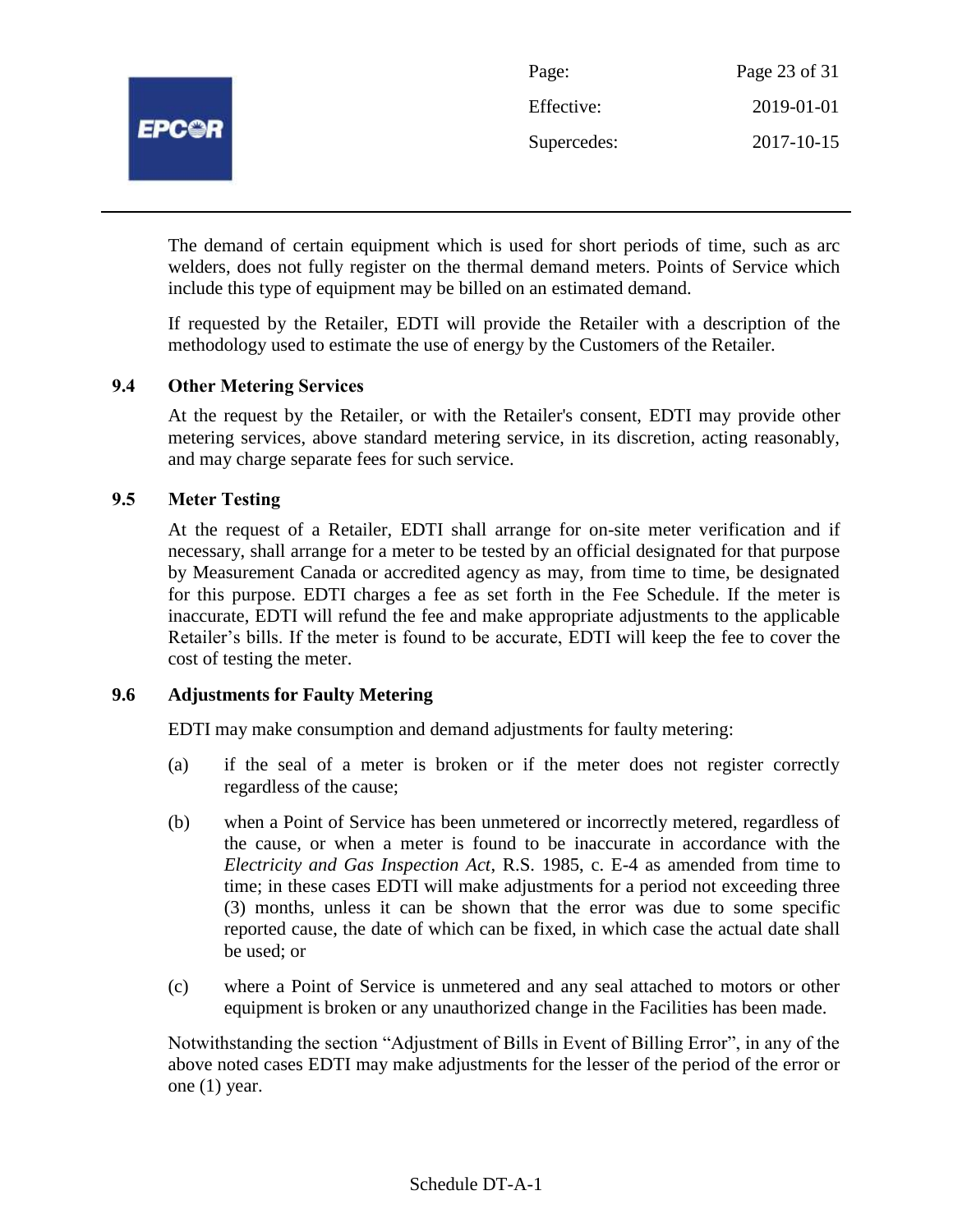The demand of certain equipment which is used for short periods of time, such as arc welders, does not fully register on the thermal demand meters. Points of Service which include this type of equipment may be billed on an estimated demand.

If requested by the Retailer, EDTI will provide the Retailer with a description of the methodology used to estimate the use of energy by the Customers of the Retailer.

### 9.4 Other Metering Services

At the request by the Retailer, or with the Retailer's consent, EDTI may provide other metering services, above standard metering service, in its discretion, acting reasonably, and may charge separate fees for such service.

### 9.5 Meter Testing

At the request of a Retailer, EDTI shall arrange for on-site meter verification and if necessary, shall arrange for a meter to be tested by an official designated for that purpose by Measurement Canada or accredited agency as may, from time to time, be designated for this purpose. EDTI charges a fee as set forth in the Fee Schedule. If the meter is inaccurate, EDTI will refund the fee and make appropriate adjustments to the applicable Retailer's bills. If the meter is found to be accurate, EDTI will keep the fee to cover the cost of testing the meter.

### 9.6 Adjustments for Faulty Metering

EDTI may make consumption and demand adjustments for faulty metering:

(a) if the seal of a meter is broken or if the meter does not register correctly regardless of the cause;

(b) when a Point of Service has been unmetered or incorrectly metered, regardless of the cause, or when a meter is found to be inaccurate in accordance with the *Electricity and Gas Inspection Act*, R.S. 1985, c. E-4 as amended from time to time; in these cases EDTI will make adjustments for a period not exceeding three (3) months, unless it can be shown that the error was due to some specific reported cause, the date of which can be fixed, in which case the actual date shall be used; or

(c) where a Point of Service is unmetered and any seal attached to motors or other equipment is broken or any unauthorized change in the Facilities has been made.

Notwithstanding the section "Adjustment of Bills in Event of Billing Error", in any of the above noted cases EDTI may make adjustments for the lesser of the period of the error or one (1) year.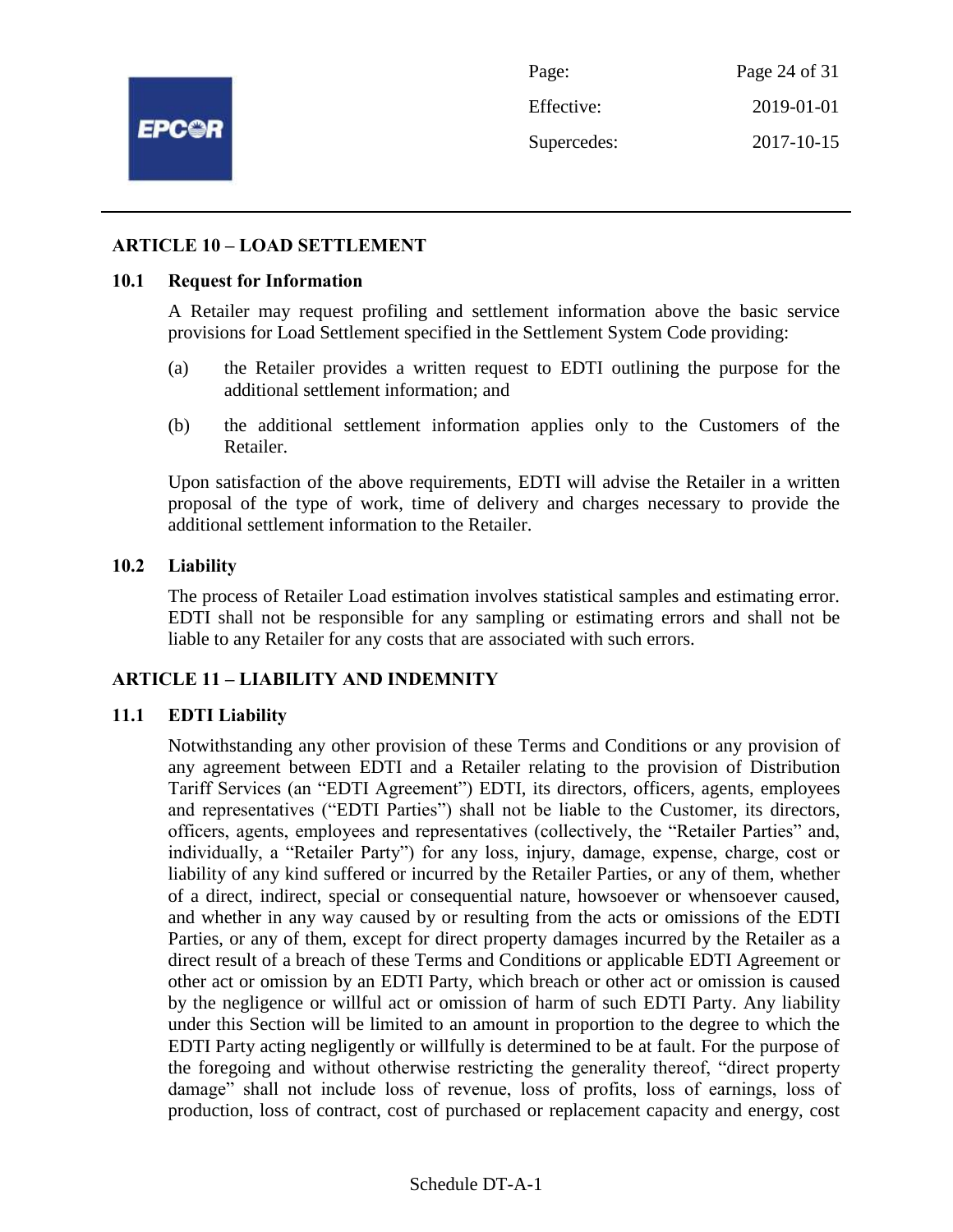## ARTICLE 10 – LOAD SETTLEMENT

### 10.1 Request for Information

A Retailer may request profiling and settlement information above the basic service provisions for Load Settlement specified in the Settlement System Code providing:

(a) the Retailer provides a written request to EDTI outlining the purpose for the additional settlement information; and

(b) the additional settlement information applies only to the Customers of the Retailer.

Upon satisfaction of the above requirements, EDTI will advise the Retailer in a written proposal of the type of work, time of delivery and charges necessary to provide the additional settlement information to the Retailer.

### 10.2 Liability

The process of Retailer Load estimation involves statistical samples and estimating error. EDTI shall not be responsible for any sampling or estimating errors and shall not be liable to any Retailer for any costs that are associated with such errors.

## ARTICLE 11 – LIABILITY AND INDEMNITY

### 11.1 EDTI Liability

Notwithstanding any other provision of these Terms and Conditions or any provision of any agreement between EDTI and a Retailer relating to the provision of Distribution Tariff Services (an "EDTI Agreement") EDTI, its directors, officers, agents, employees and representatives ("EDTI Parties") shall not be liable to the Customer, its directors, officers, agents, employees and representatives (collectively, the "Retailer Parties" and, individually, a "Retailer Party") for any loss, injury, damage, expense, charge, cost or liability of any kind suffered or incurred by the Retailer Parties, or any of them, whether of a direct, indirect, special or consequential nature, howsoever or whensoever caused, and whether in any way caused by or resulting from the acts or omissions of the EDTI Parties, or any of them, except for direct property damages incurred by the Retailer as a direct result of a breach of these Terms and Conditions or applicable EDTI Agreement or other act or omission by an EDTI Party, which breach or other act or omission is caused by the negligence or willful act or omission of harm of such EDTI Party. Any liability under this Section will be limited to an amount in proportion to the degree to which the EDTI Party acting negligently or willfully is determined to be at fault. For the purpose of the foregoing and without otherwise restricting the generality thereof, "direct property damage" shall not include loss of revenue, loss of profits, loss of earnings, loss of production, loss of contract, cost of purchased or replacement capacity and energy, cost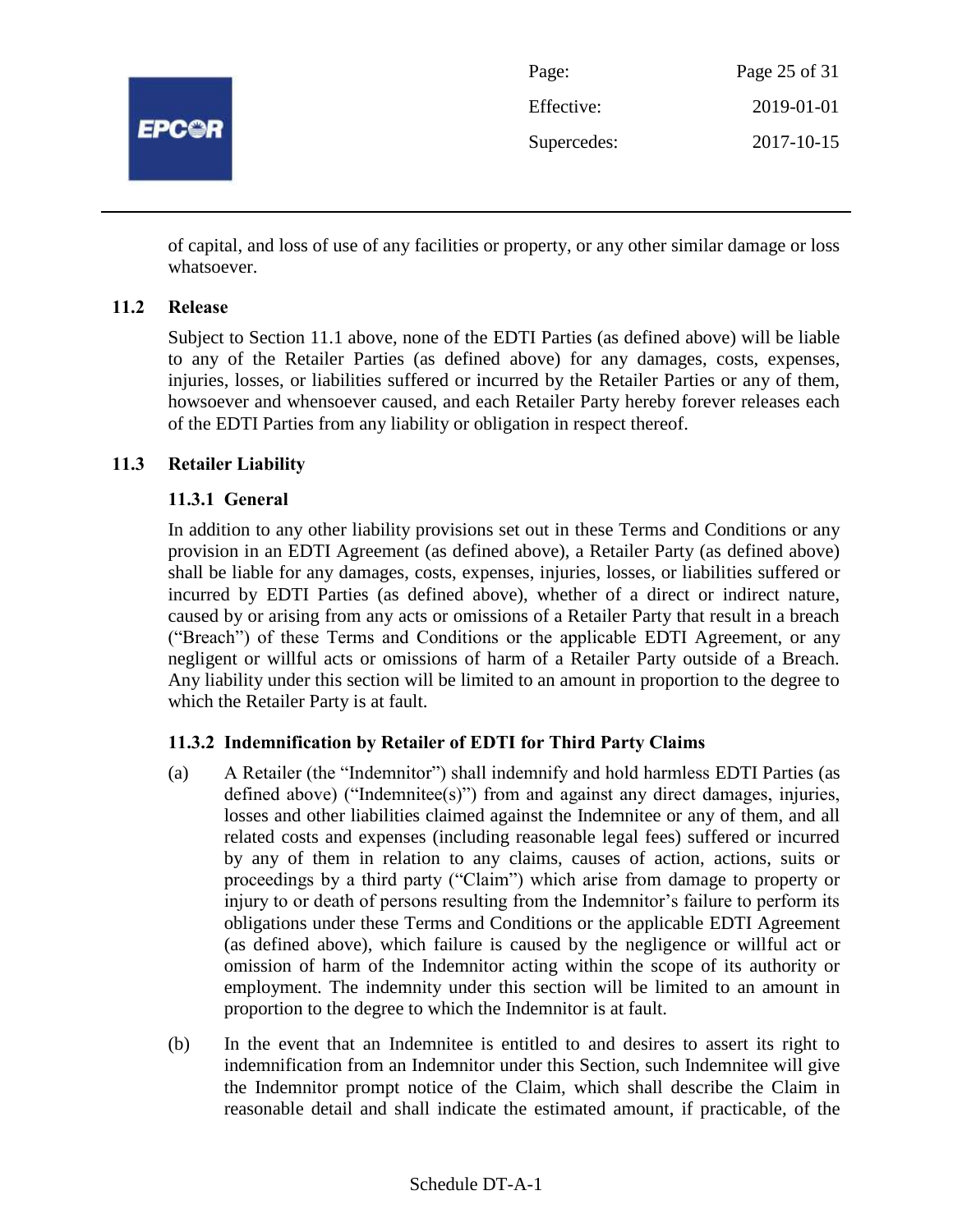of capital, and loss of use of any facilities or property, or any other similar damage or loss whatsoever.

## 11.2 Release

Subject to Section 11.1 above, none of the EDTI Parties (as defined above) will be liable to any of the Retailer Parties (as defined above) for any damages, costs, expenses, injuries, losses, or liabilities suffered or incurred by the Retailer Parties or any of them, howsoever and whensoever caused, and each Retailer Party hereby forever releases each of the EDTI Parties from any liability or obligation in respect thereof.

## 11.3 Retailer Liability

### 11.3.1 General

In addition to any other liability provisions set out in these Terms and Conditions or any provision in an EDTI Agreement (as defined above), a Retailer Party (as defined above) shall be liable for any damages, costs, expenses, injuries, losses, or liabilities suffered or incurred by EDTI Parties (as defined above), whether of a direct or indirect nature, caused by or arising from any acts or omissions of a Retailer Party that result in a breach ("Breach") of these Terms and Conditions or the applicable EDTI Agreement, or any negligent or willful acts or omissions of harm of a Retailer Party outside of a Breach. Any liability under this section will be limited to an amount in proportion to the degree to which the Retailer Party is at fault.

### 11.3.2 Indemnification by Retailer of EDTI for Third Party Claims

(a) A Retailer (the "Indemnitor") shall indemnify and hold harmless EDTI Parties (as defined above) ("Indemnitee(s)") from and against any direct damages, injuries, losses and other liabilities claimed against the Indemnitee or any of them, and all related costs and expenses (including reasonable legal fees) suffered or incurred by any of them in relation to any claims, causes of action, actions, suits or proceedings by a third party ("Claim") which arise from damage to property or injury to or death of persons resulting from the Indemnitor's failure to perform its obligations under these Terms and Conditions or the applicable EDTI Agreement (as defined above), which failure is caused by the negligence or willful act or omission of harm of the Indemnitor acting within the scope of its authority or employment. The indemnity under this section will be limited to an amount in proportion to the degree to which the Indemnitor is at fault.

(b) In the event that an Indemnitee is entitled to and desires to assert its right to indemnification from an Indemnitor under this Section, such Indemnitee will give the Indemnitor prompt notice of the Claim, which shall describe the Claim in reasonable detail and shall indicate the estimated amount, if practicable, of the

Schedule DT-A-1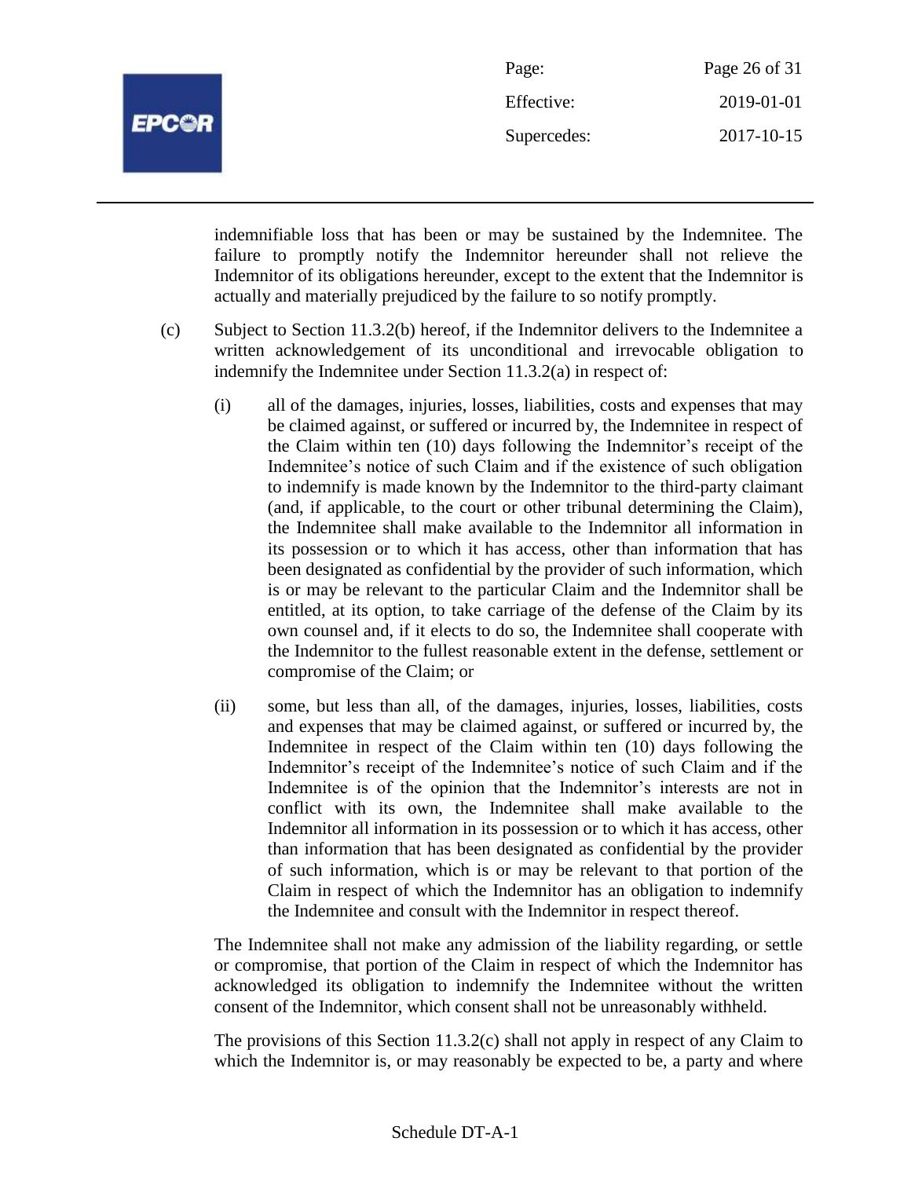indemnifiable loss that has been or may be sustained by the Indemnitee. The failure to promptly notify the Indemnitor hereunder shall not relieve the Indemnitor of its obligations hereunder, except to the extent that the Indemnitor is actually and materially prejudiced by the failure to so notify promptly.

(c) Subject to Section 11.3.2(b) hereof, if the Indemnitor delivers to the Indemnitee a written acknowledgement of its unconditional and irrevocable obligation to indemnify the Indemnitee under Section 11.3.2(a) in respect of:

   (i) all of the damages, injuries, losses, liabilities, costs and expenses that may be claimed against, or suffered or incurred by, the Indemnitee in respect of the Claim within ten (10) days following the Indemnitor's receipt of the Indemnitee's notice of such Claim and if the existence of such obligation to indemnify is made known by the Indemnitor to the third-party claimant (and, if applicable, to the court or other tribunal determining the Claim), the Indemnitee shall make available to the Indemnitor all information in its possession or to which it has access, other than information that has been designated as confidential by the provider of such information, which is or may be relevant to the particular Claim and the Indemnitor shall be entitled, at its option, to take carriage of the defense of the Claim by its own counsel and, if it elects to do so, the Indemnitee shall cooperate with the Indemnitor to the fullest reasonable extent in the defense, settlement or compromise of the Claim; or

   (ii) some, but less than all, of the damages, injuries, losses, liabilities, costs and expenses that may be claimed against, or suffered or incurred by, the Indemnitee in respect of the Claim within ten (10) days following the Indemnitor's receipt of the Indemnitee's notice of such Claim and if the Indemnitee is of the opinion that the Indemnitor's interests are not in conflict with its own, the Indemnitee shall make available to the Indemnitor all information in its possession or to which it has access, other than information that has been designated as confidential by the provider of such information, which is or may be relevant to that portion of the Claim in respect of which the Indemnitor has an obligation to indemnify the Indemnitee and consult with the Indemnitor in respect thereof.

The Indemnitee shall not make any admission of the liability regarding, or settle or compromise, that portion of the Claim in respect of which the Indemnitor has acknowledged its obligation to indemnify the Indemnitee without the written consent of the Indemnitor, which consent shall not be unreasonably withheld.

The provisions of this Section 11.3.2(c) shall not apply in respect of any Claim to which the Indemnitor is, or may reasonably be expected to be, a party and where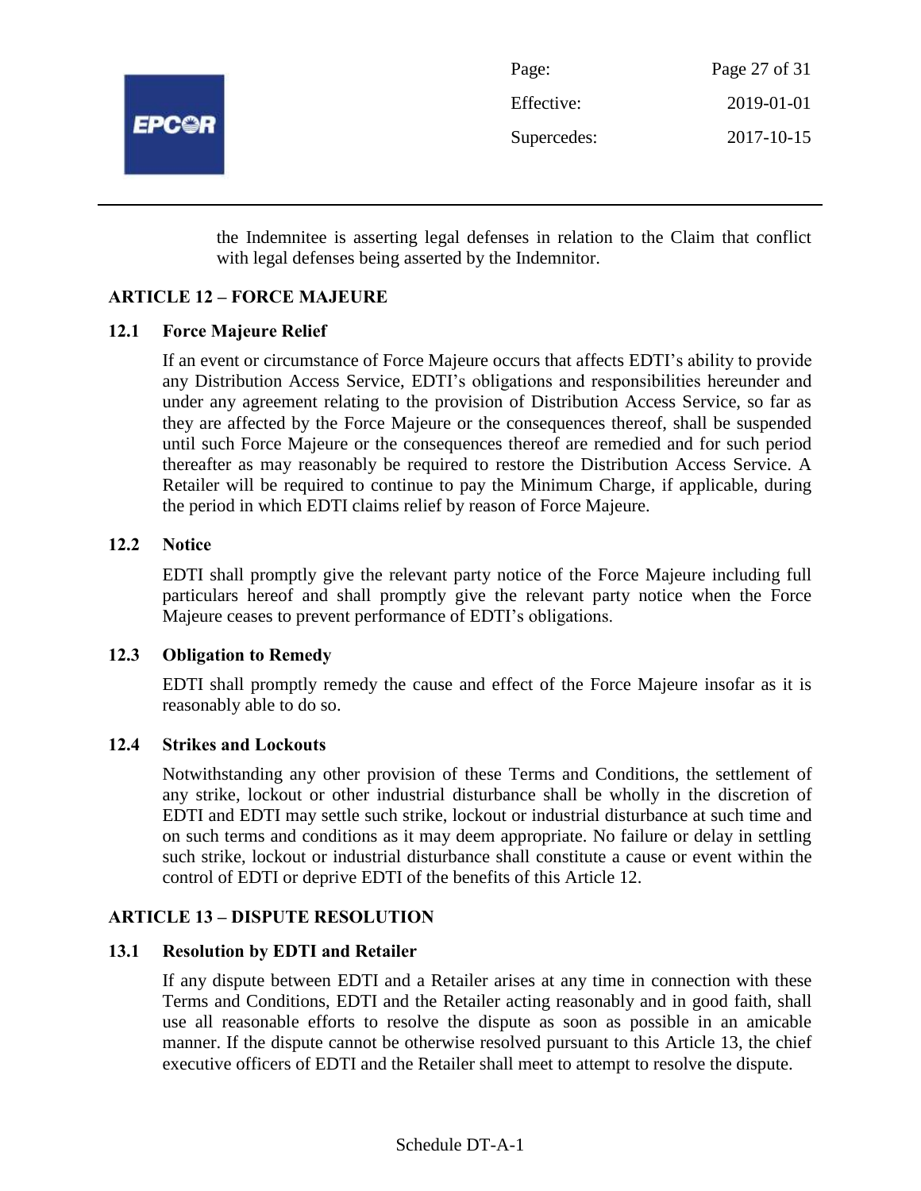the Indemnitee is asserting legal defenses in relation to the Claim that conflict with legal defenses being asserted by the Indemnitor.

## ARTICLE 12 – FORCE MAJEURE

### 12.1 Force Majeure Relief

If an event or circumstance of Force Majeure occurs that affects EDTI's ability to provide any Distribution Access Service, EDTI's obligations and responsibilities hereunder and under any agreement relating to the provision of Distribution Access Service, so far as they are affected by the Force Majeure or the consequences thereof, shall be suspended until such Force Majeure or the consequences thereof are remedied and for such period thereafter as may reasonably be required to restore the Distribution Access Service. A Retailer will be required to continue to pay the Minimum Charge, if applicable, during the period in which EDTI claims relief by reason of Force Majeure.

### 12.2 Notice

EDTI shall promptly give the relevant party notice of the Force Majeure including full particulars hereof and shall promptly give the relevant party notice when the Force Majeure ceases to prevent performance of EDTI's obligations.

### 12.3 Obligation to Remedy

EDTI shall promptly remedy the cause and effect of the Force Majeure insofar as it is reasonably able to do so.

### 12.4 Strikes and Lockouts

Notwithstanding any other provision of these Terms and Conditions, the settlement of any strike, lockout or other industrial disturbance shall be wholly in the discretion of EDTI and EDTI may settle such strike, lockout or industrial disturbance at such time and on such terms and conditions as it may deem appropriate. No failure or delay in settling such strike, lockout or industrial disturbance shall constitute a cause or event within the control of EDTI or deprive EDTI of the benefits of this Article 12.

## ARTICLE 13 – DISPUTE RESOLUTION

### 13.1 Resolution by EDTI and Retailer

If any dispute between EDTI and a Retailer arises at any time in connection with these Terms and Conditions, EDTI and the Retailer acting reasonably and in good faith, shall use all reasonable efforts to resolve the dispute as soon as possible in an amicable manner. If the dispute cannot be otherwise resolved pursuant to this Article 13, the chief executive officers of EDTI and the Retailer shall meet to attempt to resolve the dispute.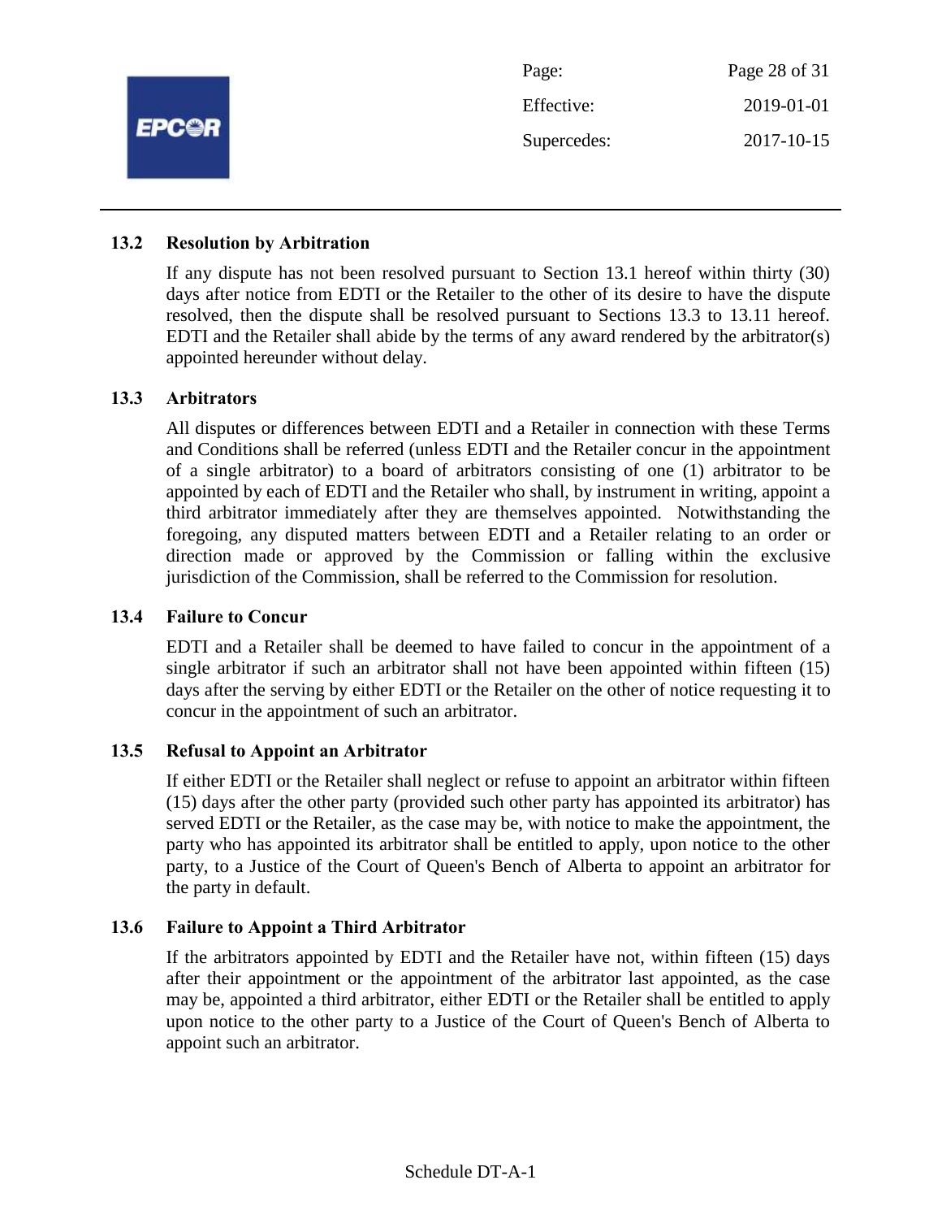### 13.2 Resolution by Arbitration

If any dispute has not been resolved pursuant to Section 13.1 hereof within thirty (30) days after notice from EDTI or the Retailer to the other of its desire to have the dispute resolved, then the dispute shall be resolved pursuant to Sections 13.3 to 13.11 hereof. EDTI and the Retailer shall abide by the terms of any award rendered by the arbitrator(s) appointed hereunder without delay.

### 13.3 Arbitrators

All disputes or differences between EDTI and a Retailer in connection with these Terms and Conditions shall be referred (unless EDTI and the Retailer concur in the appointment of a single arbitrator) to a board of arbitrators consisting of one (1) arbitrator to be appointed by each of EDTI and the Retailer who shall, by instrument in writing, appoint a third arbitrator immediately after they are themselves appointed. Notwithstanding the foregoing, any disputed matters between EDTI and a Retailer relating to an order or direction made or approved by the Commission or falling within the exclusive jurisdiction of the Commission, shall be referred to the Commission for resolution.

### 13.4 Failure to Concur

EDTI and a Retailer shall be deemed to have failed to concur in the appointment of a single arbitrator if such an arbitrator shall not have been appointed within fifteen (15) days after the serving by either EDTI or the Retailer on the other of notice requesting it to concur in the appointment of such an arbitrator.

### 13.5 Refusal to Appoint an Arbitrator

If either EDTI or the Retailer shall neglect or refuse to appoint an arbitrator within fifteen (15) days after the other party (provided such other party has appointed its arbitrator) has served EDTI or the Retailer, as the case may be, with notice to make the appointment, the party who has appointed its arbitrator shall be entitled to apply, upon notice to the other party, to a Justice of the Court of Queen's Bench of Alberta to appoint an arbitrator for the party in default.

### 13.6 Failure to Appoint a Third Arbitrator

If the arbitrators appointed by EDTI and the Retailer have not, within fifteen (15) days after their appointment or the appointment of the arbitrator last appointed, as the case may be, appointed a third arbitrator, either EDTI or the Retailer shall be entitled to apply upon notice to the other party to a Justice of the Court of Queen's Bench of Alberta to appoint such an arbitrator.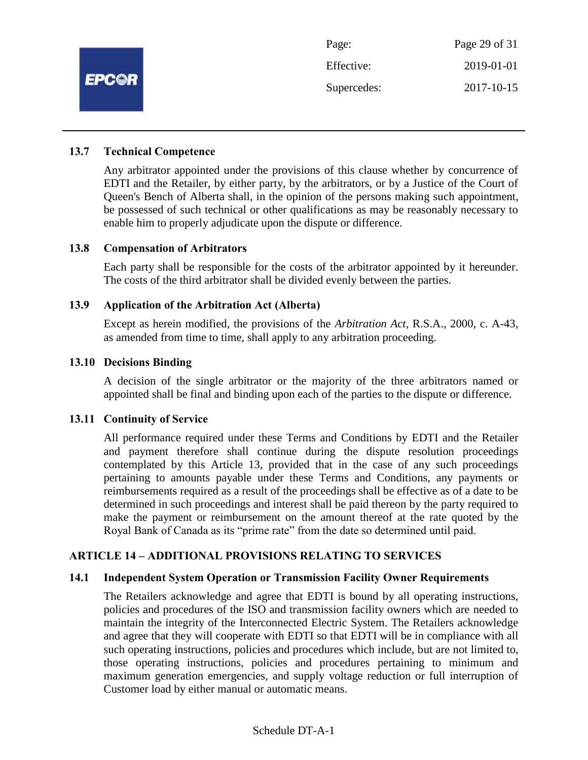### 13.7 Technical Competence

Any arbitrator appointed under the provisions of this clause whether by concurrence of EDTI and the Retailer, by either party, by the arbitrators, or by a Justice of the Court of Queen's Bench of Alberta shall, in the opinion of the persons making such appointment, be possessed of such technical or other qualifications as may be reasonably necessary to enable him to properly adjudicate upon the dispute or difference.

### 13.8 Compensation of Arbitrators

Each party shall be responsible for the costs of the arbitrator appointed by it hereunder. The costs of the third arbitrator shall be divided evenly between the parties.

### 13.9 Application of the Arbitration Act (Alberta)

Except as herein modified, the provisions of the *Arbitration Act*, R.S.A., 2000, c. A-43, as amended from time to time, shall apply to any arbitration proceeding.

### 13.10 Decisions Binding

A decision of the single arbitrator or the majority of the three arbitrators named or appointed shall be final and binding upon each of the parties to the dispute or difference.

### 13.11 Continuity of Service

All performance required under these Terms and Conditions by EDTI and the Retailer and payment therefore shall continue during the dispute resolution proceedings contemplated by this Article 13, provided that in the case of any such proceedings pertaining to amounts payable under these Terms and Conditions, any payments or reimbursements required as a result of the proceedings shall be effective as of a date to be determined in such proceedings and interest shall be paid thereon by the party required to make the payment or reimbursement on the amount thereof at the rate quoted by the Royal Bank of Canada as its "prime rate" from the date so determined until paid.

## ARTICLE 14 – ADDITIONAL PROVISIONS RELATING TO SERVICES

### 14.1 Independent System Operation or Transmission Facility Owner Requirements

The Retailers acknowledge and agree that EDTI is bound by all operating instructions, policies and procedures of the ISO and transmission facility owners which are needed to maintain the integrity of the Interconnected Electric System. The Retailers acknowledge and agree that they will cooperate with EDTI so that EDTI will be in compliance with all such operating instructions, policies and procedures which include, but are not limited to, those operating instructions, policies and procedures pertaining to minimum and maximum generation emergencies, and supply voltage reduction or full interruption of Customer load by either manual or automatic means.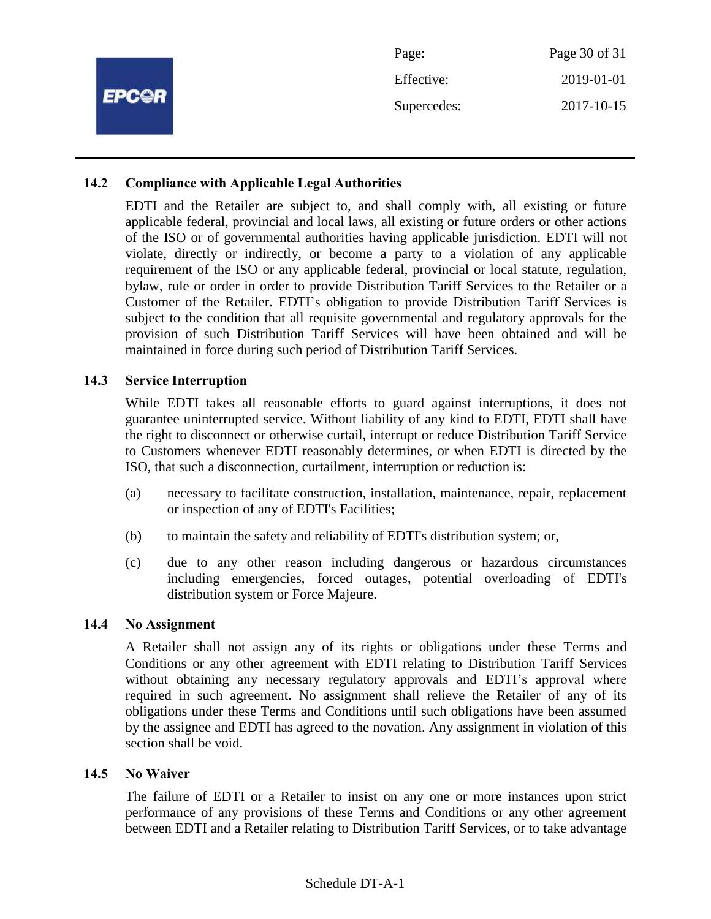### 14.2 Compliance with Applicable Legal Authorities

EDTI and the Retailer are subject to, and shall comply with, all existing or future applicable federal, provincial and local laws, all existing or future orders or other actions of the ISO or of governmental authorities having applicable jurisdiction. EDTI will not violate, directly or indirectly, or become a party to a violation of any applicable requirement of the ISO or any applicable federal, provincial or local statute, regulation, bylaw, rule or order in order to provide Distribution Tariff Services to the Retailer or a Customer of the Retailer. EDTI's obligation to provide Distribution Tariff Services is subject to the condition that all requisite governmental and regulatory approvals for the provision of such Distribution Tariff Services will have been obtained and will be maintained in force during such period of Distribution Tariff Services.

### 14.3 Service Interruption

While EDTI takes all reasonable efforts to guard against interruptions, it does not guarantee uninterrupted service. Without liability of any kind to EDTI, EDTI shall have the right to disconnect or otherwise curtail, interrupt or reduce Distribution Tariff Service to Customers whenever EDTI reasonably determines, or when EDTI is directed by the ISO, that such a disconnection, curtailment, interruption or reduction is:

(a) necessary to facilitate construction, installation, maintenance, repair, replacement or inspection of any of EDTI's Facilities;

(b) to maintain the safety and reliability of EDTI's distribution system; or,

(c) due to any other reason including dangerous or hazardous circumstances including emergencies, forced outages, potential overloading of EDTI's distribution system or Force Majeure.

### 14.4 No Assignment

A Retailer shall not assign any of its rights or obligations under these Terms and Conditions or any other agreement with EDTI relating to Distribution Tariff Services without obtaining any necessary regulatory approvals and EDTI's approval where required in such agreement. No assignment shall relieve the Retailer of any of its obligations under these Terms and Conditions until such obligations have been assumed by the assignee and EDTI has agreed to the novation. Any assignment in violation of this section shall be void.

### 14.5 No Waiver

The failure of EDTI or a Retailer to insist on any one or more instances upon strict performance of any provisions of these Terms and Conditions or any other agreement between EDTI and a Retailer relating to Distribution Tariff Services, or to take advantage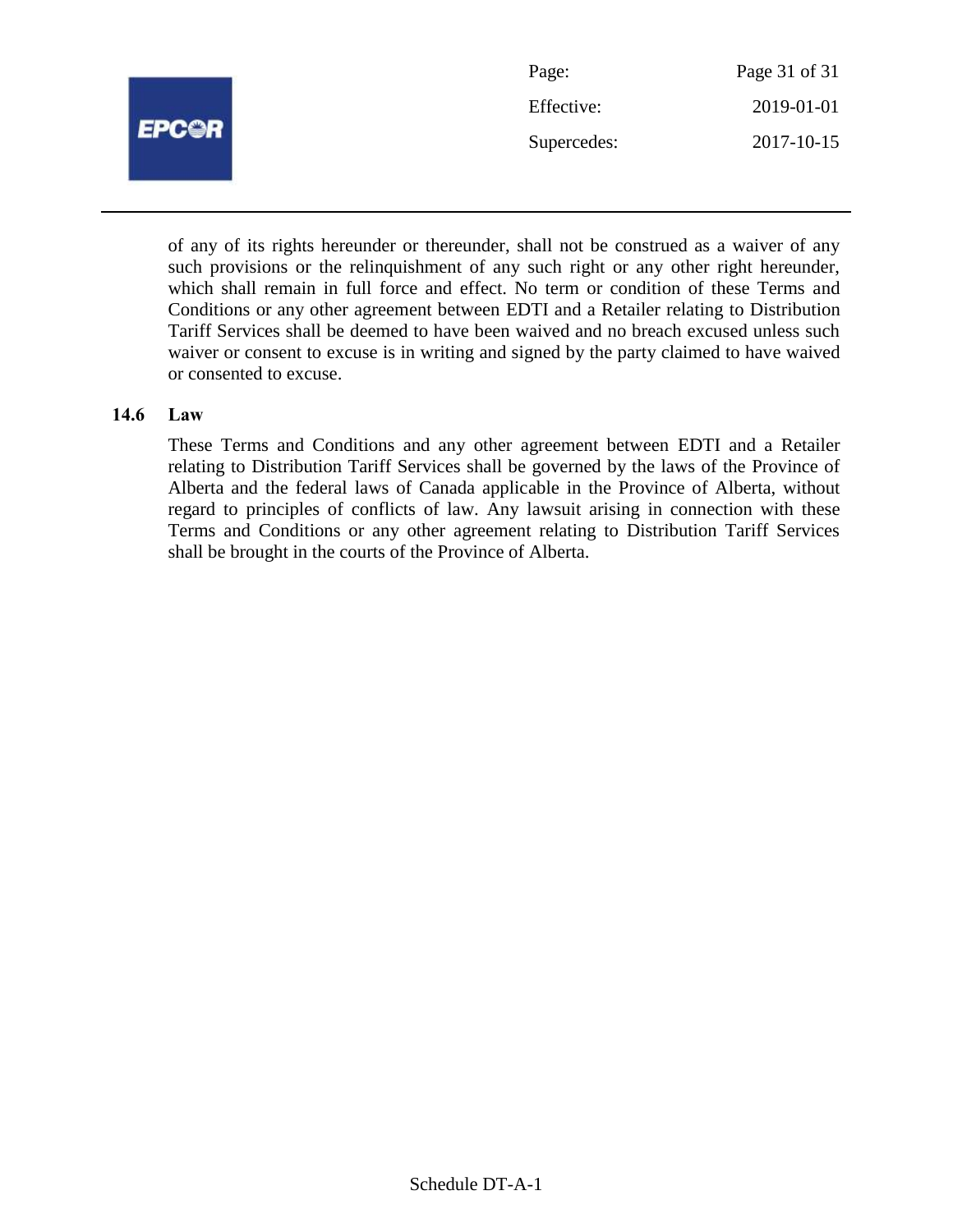of any of its rights hereunder or thereunder, shall not be construed as a waiver of any such provisions or the relinquishment of any such right or any other right hereunder, which shall remain in full force and effect. No term or condition of these Terms and Conditions or any other agreement between EDTI and a Retailer relating to Distribution Tariff Services shall be deemed to have been waived and no breach excused unless such waiver or consent to excuse is in writing and signed by the party claimed to have waived or consented to excuse.

### 14.6 Law

These Terms and Conditions and any other agreement between EDTI and a Retailer relating to Distribution Tariff Services shall be governed by the laws of the Province of Alberta and the federal laws of Canada applicable in the Province of Alberta, without regard to principles of conflicts of law. Any lawsuit arising in connection with these Terms and Conditions or any other agreement relating to Distribution Tariff Services shall be brought in the courts of the Province of Alberta.